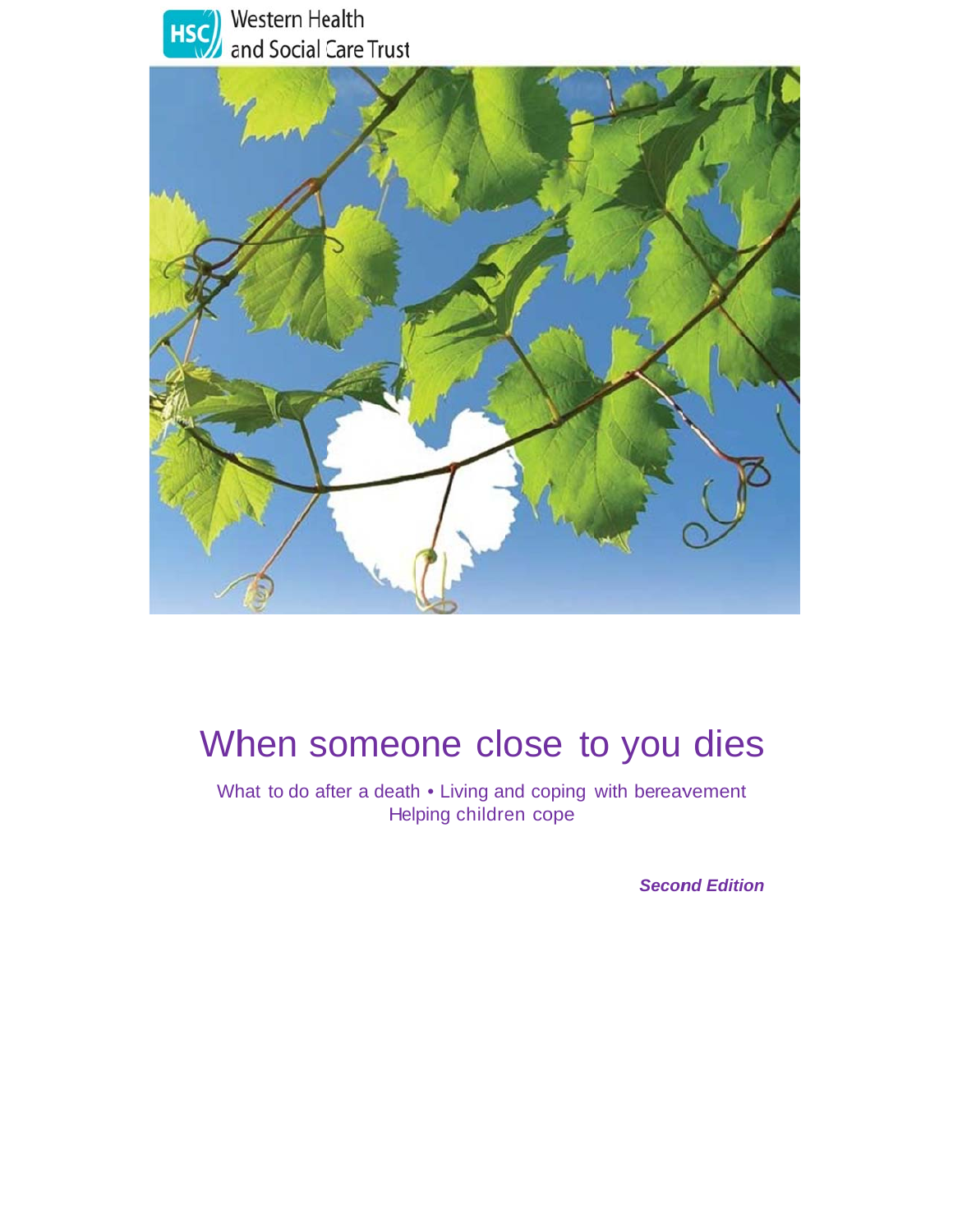Western Health and Social Care Trust

# When someone close to you dies

What to do after a death • Living and coping with bereavement
Helping children cope

***Second Edition***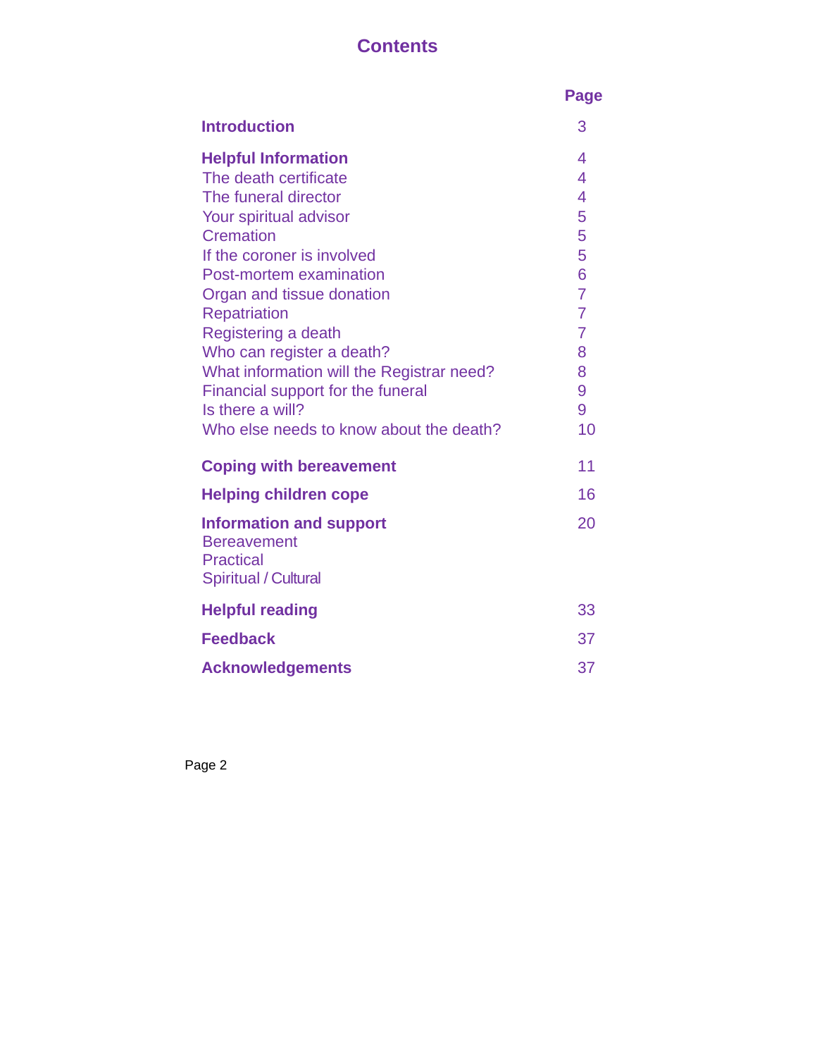# Contents

| | Page |
|---|---|
| **Introduction** | 3 |
| **Helpful Information** | 4 |
| The death certificate | 4 |
| The funeral director | 4 |
| Your spiritual advisor | 5 |
| Cremation | 5 |
| If the coroner is involved | 5 |
| Post-mortem examination | 6 |
| Organ and tissue donation | 7 |
| Repatriation | 7 |
| Registering a death | 7 |
| Who can register a death? | 8 |
| What information will the Registrar need? | 8 |
| Financial support for the funeral | 9 |
| Is there a will? | 9 |
| Who else needs to know about the death? | 10 |
| **Coping with bereavement** | 11 |
| **Helping children cope** | 16 |
| **Information and support** | 20 |
| Bereavement | |
| Practical | |
| Spiritual / Cultural | |
| **Helpful reading** | 33 |
| **Feedback** | 37 |
| **Acknowledgements** | 37 |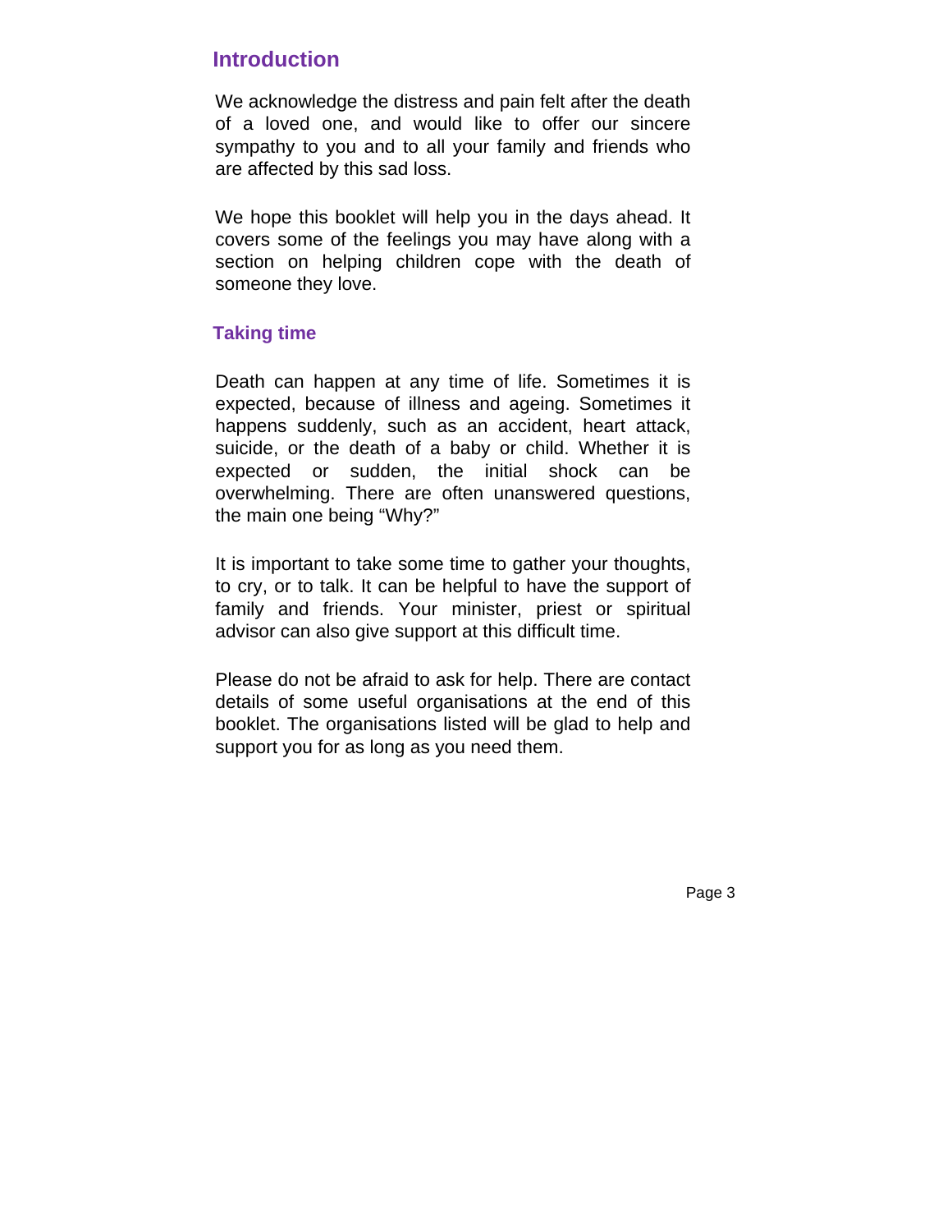## Introduction

We acknowledge the distress and pain felt after the death of a loved one, and would like to offer our sincere sympathy to you and to all your family and friends who are affected by this sad loss.

We hope this booklet will help you in the days ahead. It covers some of the feelings you may have along with a section on helping children cope with the death of someone they love.

### Taking time

Death can happen at any time of life. Sometimes it is expected, because of illness and ageing. Sometimes it happens suddenly, such as an accident, heart attack, suicide, or the death of a baby or child. Whether it is expected or sudden, the initial shock can be overwhelming. There are often unanswered questions, the main one being "Why?"

It is important to take some time to gather your thoughts, to cry, or to talk. It can be helpful to have the support of family and friends. Your minister, priest or spiritual advisor can also give support at this difficult time.

Please do not be afraid to ask for help. There are contact details of some useful organisations at the end of this booklet. The organisations listed will be glad to help and support you for as long as you need them.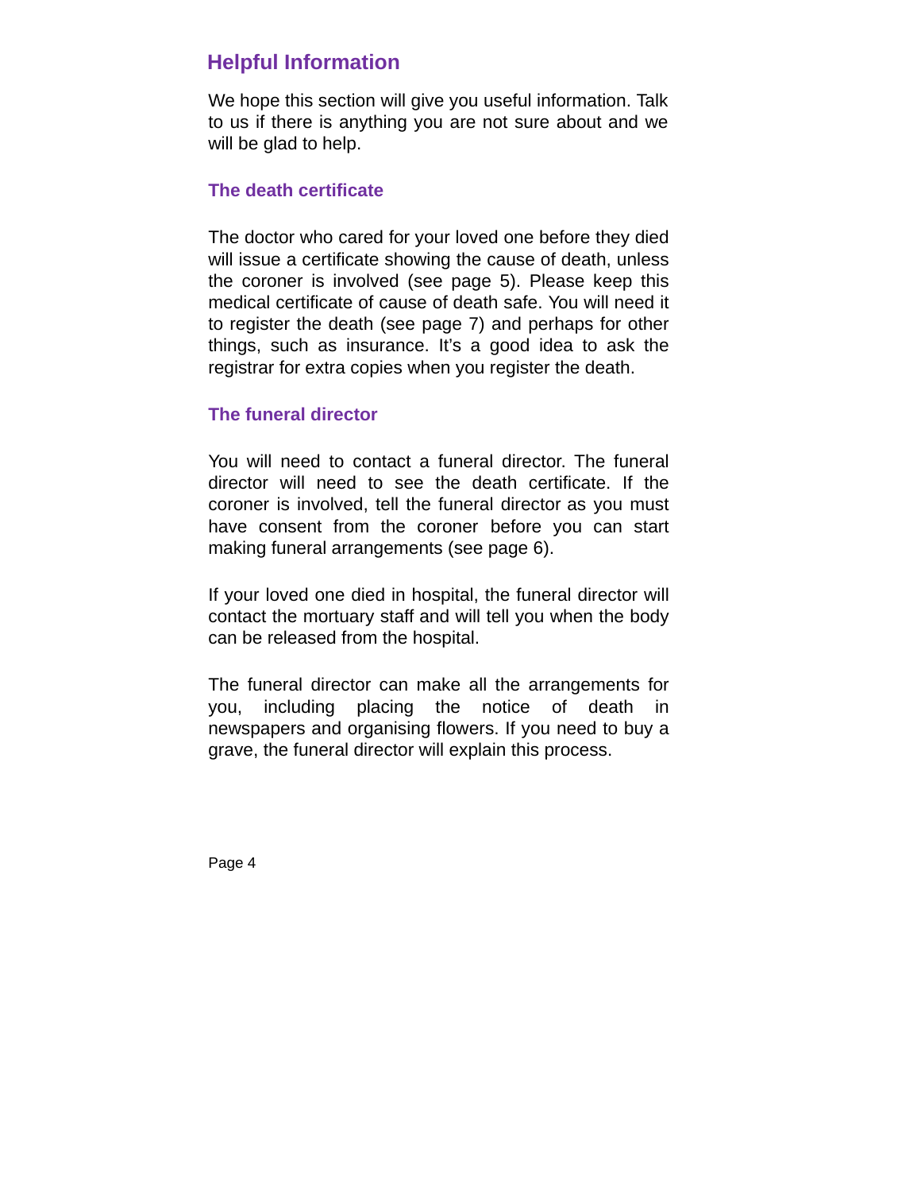## Helpful Information

We hope this section will give you useful information. Talk to us if there is anything you are not sure about and we will be glad to help.

### The death certificate

The doctor who cared for your loved one before they died will issue a certificate showing the cause of death, unless the coroner is involved (see page 5). Please keep this medical certificate of cause of death safe. You will need it to register the death (see page 7) and perhaps for other things, such as insurance. It's a good idea to ask the registrar for extra copies when you register the death.

### The funeral director

You will need to contact a funeral director. The funeral director will need to see the death certificate. If the coroner is involved, tell the funeral director as you must have consent from the coroner before you can start making funeral arrangements (see page 6).

If your loved one died in hospital, the funeral director will contact the mortuary staff and will tell you when the body can be released from the hospital.

The funeral director can make all the arrangements for you, including placing the notice of death in newspapers and organising flowers. If you need to buy a grave, the funeral director will explain this process.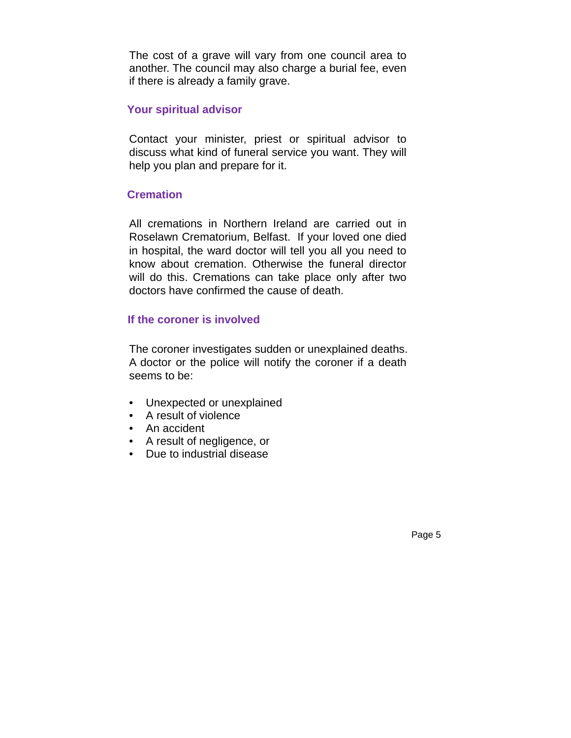The cost of a grave will vary from one council area to another. The council may also charge a burial fee, even if there is already a family grave.

## Your spiritual advisor

Contact your minister, priest or spiritual advisor to discuss what kind of funeral service you want. They will help you plan and prepare for it.

## Cremation

All cremations in Northern Ireland are carried out in Roselawn Crematorium, Belfast. If your loved one died in hospital, the ward doctor will tell you all you need to know about cremation. Otherwise the funeral director will do this. Cremations can take place only after two doctors have confirmed the cause of death.

## If the coroner is involved

The coroner investigates sudden or unexplained deaths. A doctor or the police will notify the coroner if a death seems to be:

- Unexpected or unexplained
- A result of violence
- An accident
- A result of negligence, or
- Due to industrial disease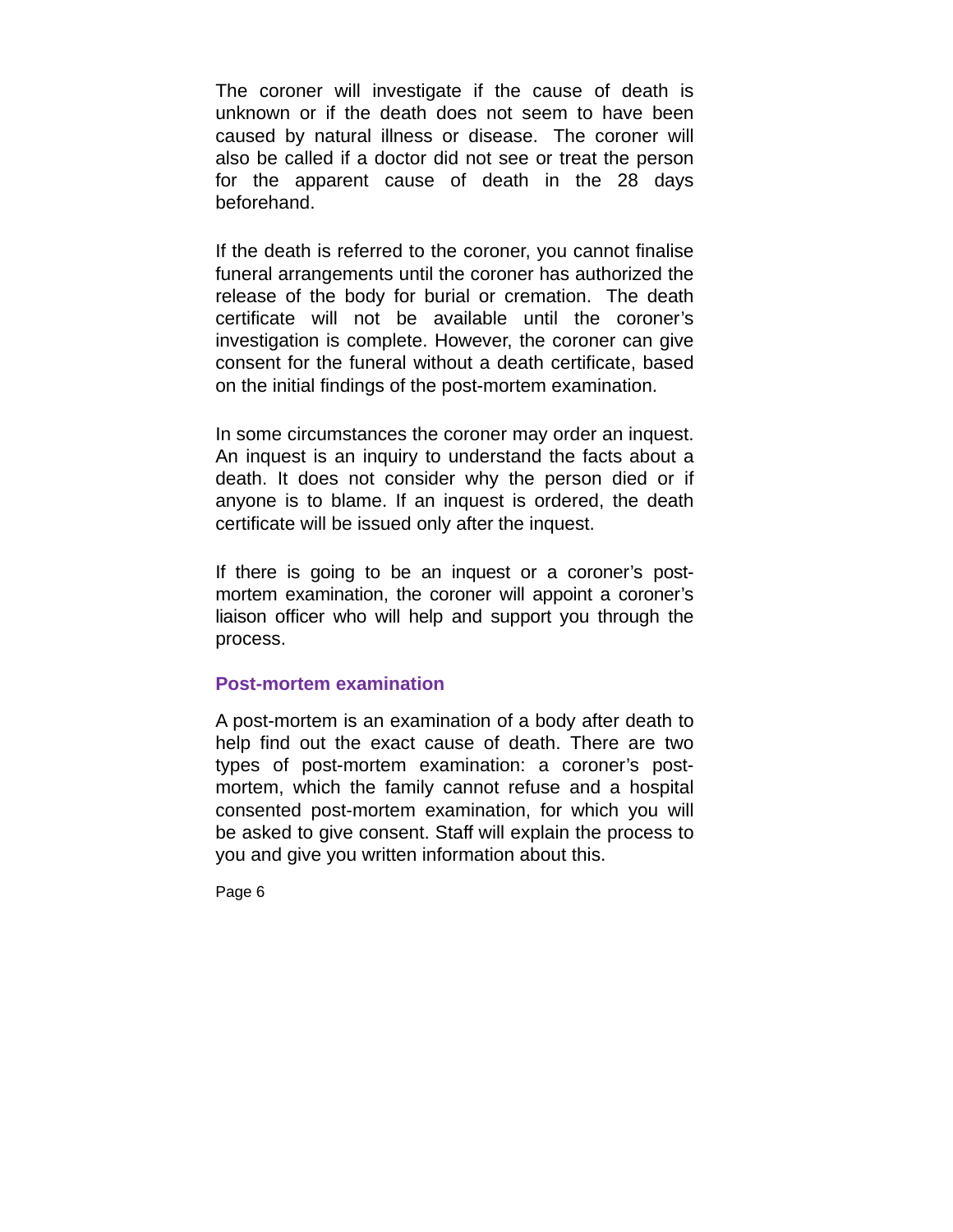The coroner will investigate if the cause of death is unknown or if the death does not seem to have been caused by natural illness or disease.  The coroner will also be called if a doctor did not see or treat the person for the apparent cause of death in the 28 days beforehand.

If the death is referred to the coroner, you cannot finalise funeral arrangements until the coroner has authorized the release of the body for burial or cremation.  The death certificate will not be available until the coroner's investigation is complete. However, the coroner can give consent for the funeral without a death certificate, based on the initial findings of the post-mortem examination.

In some circumstances the coroner may order an inquest. An inquest is an inquiry to understand the facts about a death. It does not consider why the person died or if anyone is to blame. If an inquest is ordered, the death certificate will be issued only after the inquest.

If there is going to be an inquest or a coroner's post-mortem examination, the coroner will appoint a coroner's liaison officer who will help and support you through the process.

### Post-mortem examination

A post-mortem is an examination of a body after death to help find out the exact cause of death. There are two types of post-mortem examination: a coroner's post-mortem, which the family cannot refuse and a hospital consented post-mortem examination, for which you will be asked to give consent. Staff will explain the process to you and give you written information about this.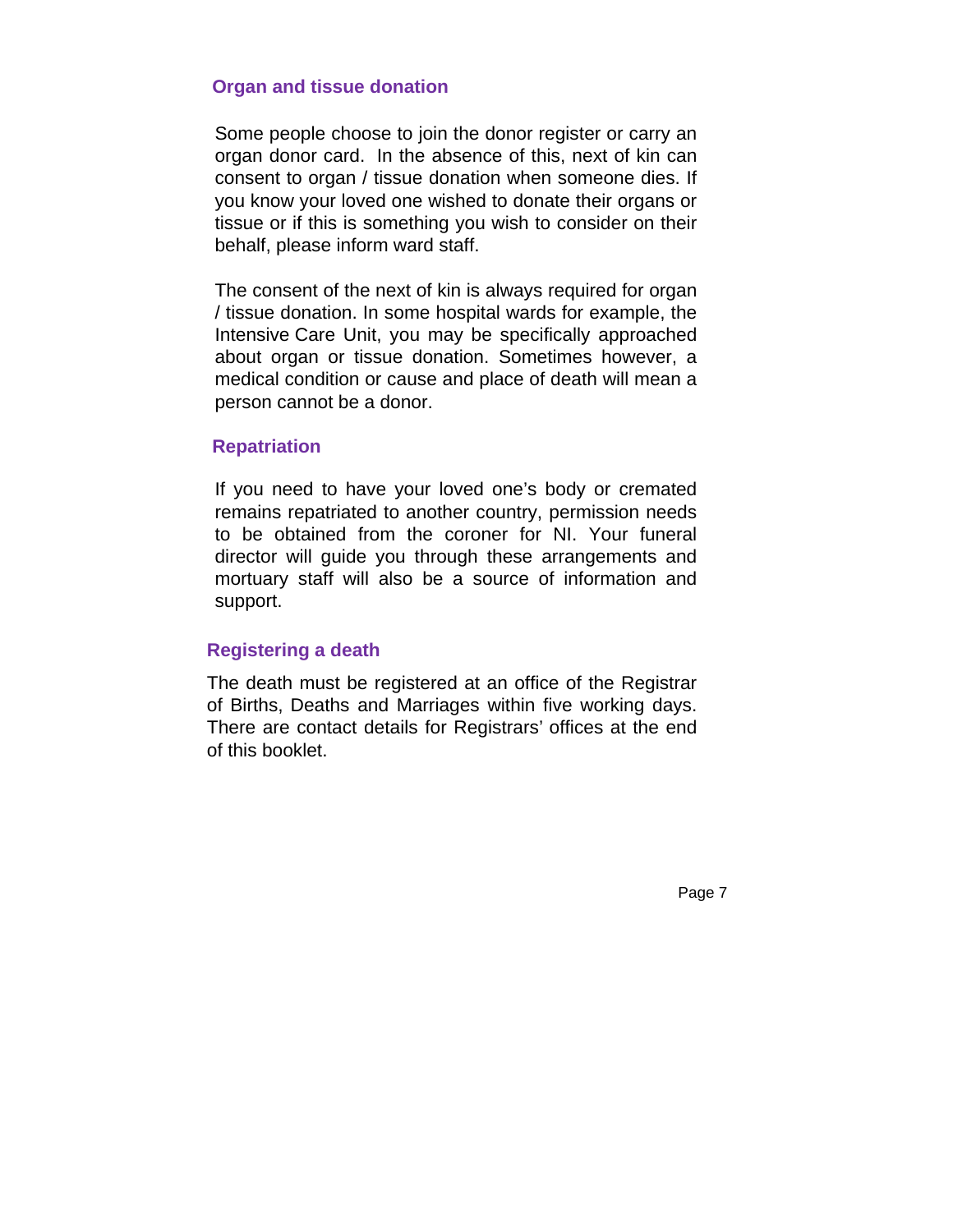## Organ and tissue donation

Some people choose to join the donor register or carry an organ donor card. In the absence of this, next of kin can consent to organ / tissue donation when someone dies. If you know your loved one wished to donate their organs or tissue or if this is something you wish to consider on their behalf, please inform ward staff.

The consent of the next of kin is always required for organ / tissue donation. In some hospital wards for example, the Intensive Care Unit, you may be specifically approached about organ or tissue donation. Sometimes however, a medical condition or cause and place of death will mean a person cannot be a donor.

## Repatriation

If you need to have your loved one's body or cremated remains repatriated to another country, permission needs to be obtained from the coroner for NI. Your funeral director will guide you through these arrangements and mortuary staff will also be a source of information and support.

## Registering a death

The death must be registered at an office of the Registrar of Births, Deaths and Marriages within five working days. There are contact details for Registrars' offices at the end of this booklet.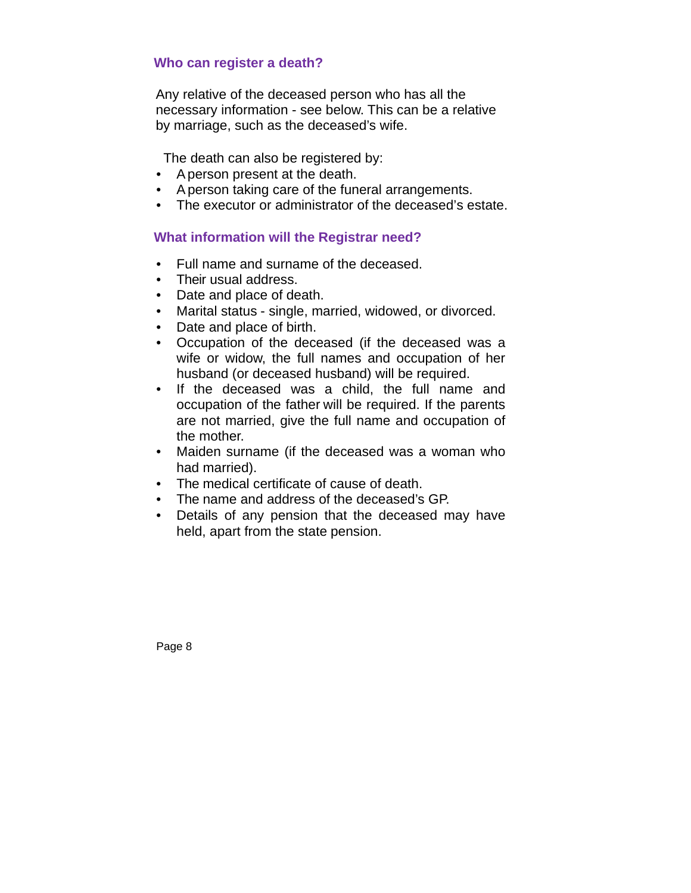## Who can register a death?

Any relative of the deceased person who has all the necessary information - see below. This can be a relative by marriage, such as the deceased's wife.

The death can also be registered by:

- A person present at the death.
- A person taking care of the funeral arrangements.
- The executor or administrator of the deceased's estate.

## What information will the Registrar need?

- Full name and surname of the deceased.
- Their usual address.
- Date and place of death.
- Marital status - single, married, widowed, or divorced.
- Date and place of birth.
- Occupation of the deceased (if the deceased was a wife or widow, the full names and occupation of her husband (or deceased husband) will be required.
- If the deceased was a child, the full name and occupation of the father will be required. If the parents are not married, give the full name and occupation of the mother.
- Maiden surname (if the deceased was a woman who had married).
- The medical certificate of cause of death.
- The name and address of the deceased's GP.
- Details of any pension that the deceased may have held, apart from the state pension.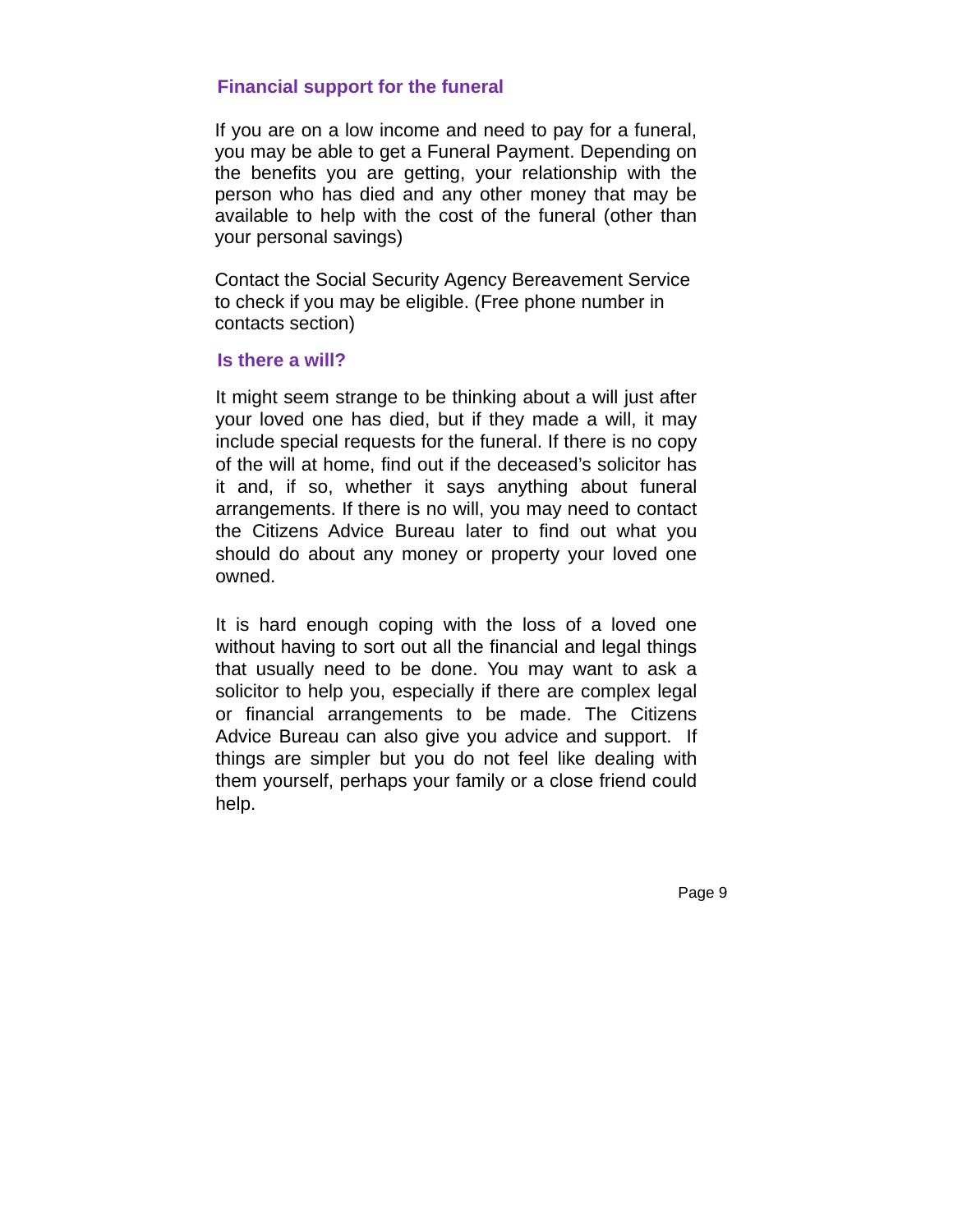### Financial support for the funeral

If you are on a low income and need to pay for a funeral, you may be able to get a Funeral Payment. Depending on the benefits you are getting, your relationship with the person who has died and any other money that may be available to help with the cost of the funeral (other than your personal savings)

Contact the Social Security Agency Bereavement Service to check if you may be eligible. (Free phone number in contacts section)

### Is there a will?

It might seem strange to be thinking about a will just after your loved one has died, but if they made a will, it may include special requests for the funeral. If there is no copy of the will at home, find out if the deceased's solicitor has it and, if so, whether it says anything about funeral arrangements. If there is no will, you may need to contact the Citizens Advice Bureau later to find out what you should do about any money or property your loved one owned.

It is hard enough coping with the loss of a loved one without having to sort out all the financial and legal things that usually need to be done. You may want to ask a solicitor to help you, especially if there are complex legal or financial arrangements to be made. The Citizens Advice Bureau can also give you advice and support. If things are simpler but you do not feel like dealing with them yourself, perhaps your family or a close friend could help.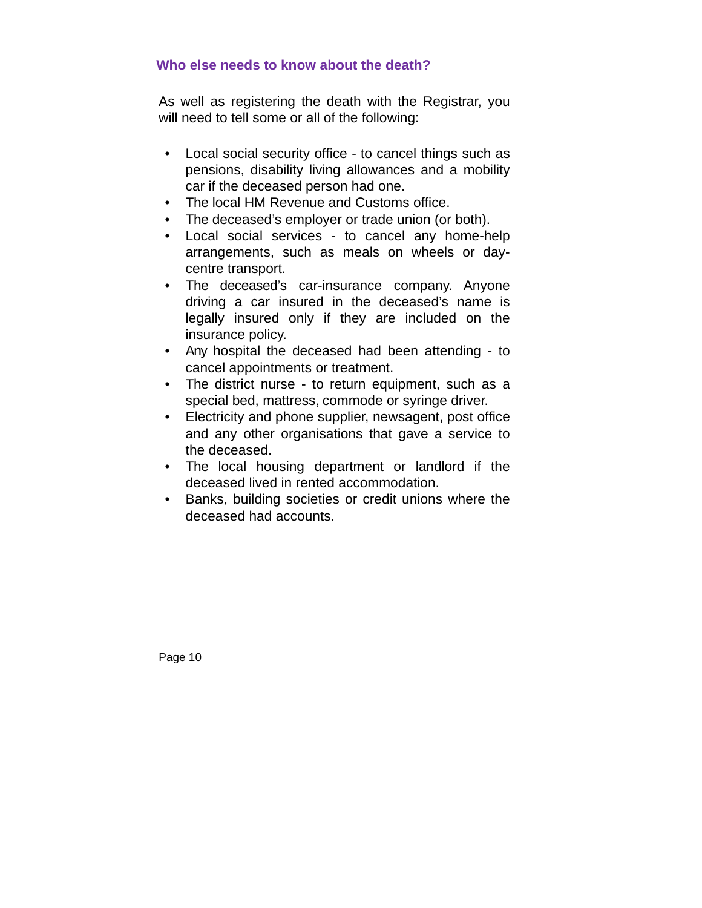## Who else needs to know about the death?

As well as registering the death with the Registrar, you will need to tell some or all of the following:

- Local social security office - to cancel things such as pensions, disability living allowances and a mobility car if the deceased person had one.
- The local HM Revenue and Customs office.
- The deceased's employer or trade union (or both).
- Local social services - to cancel any home-help arrangements, such as meals on wheels or day-centre transport.
- The deceased's car-insurance company. Anyone driving a car insured in the deceased's name is legally insured only if they are included on the insurance policy.
- Any hospital the deceased had been attending - to cancel appointments or treatment.
- The district nurse - to return equipment, such as a special bed, mattress, commode or syringe driver.
- Electricity and phone supplier, newsagent, post office and any other organisations that gave a service to the deceased.
- The local housing department or landlord if the deceased lived in rented accommodation.
- Banks, building societies or credit unions where the deceased had accounts.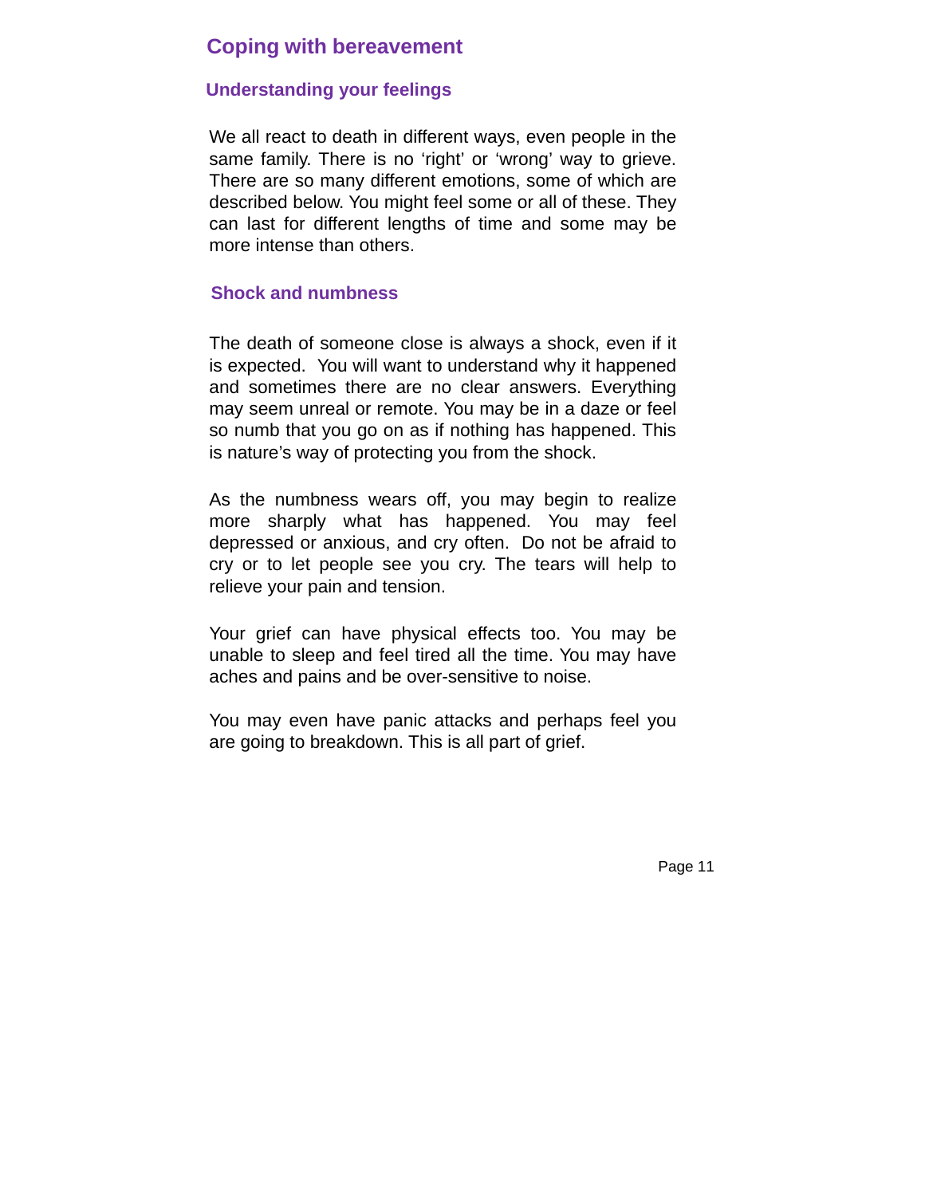## Coping with bereavement

### Understanding your feelings

We all react to death in different ways, even people in the same family. There is no 'right' or 'wrong' way to grieve. There are so many different emotions, some of which are described below. You might feel some or all of these. They can last for different lengths of time and some may be more intense than others.

### Shock and numbness

The death of someone close is always a shock, even if it is expected. You will want to understand why it happened and sometimes there are no clear answers. Everything may seem unreal or remote. You may be in a daze or feel so numb that you go on as if nothing has happened. This is nature's way of protecting you from the shock.

As the numbness wears off, you may begin to realize more sharply what has happened. You may feel depressed or anxious, and cry often. Do not be afraid to cry or to let people see you cry. The tears will help to relieve your pain and tension.

Your grief can have physical effects too. You may be unable to sleep and feel tired all the time. You may have aches and pains and be over-sensitive to noise.

You may even have panic attacks and perhaps feel you are going to breakdown. This is all part of grief.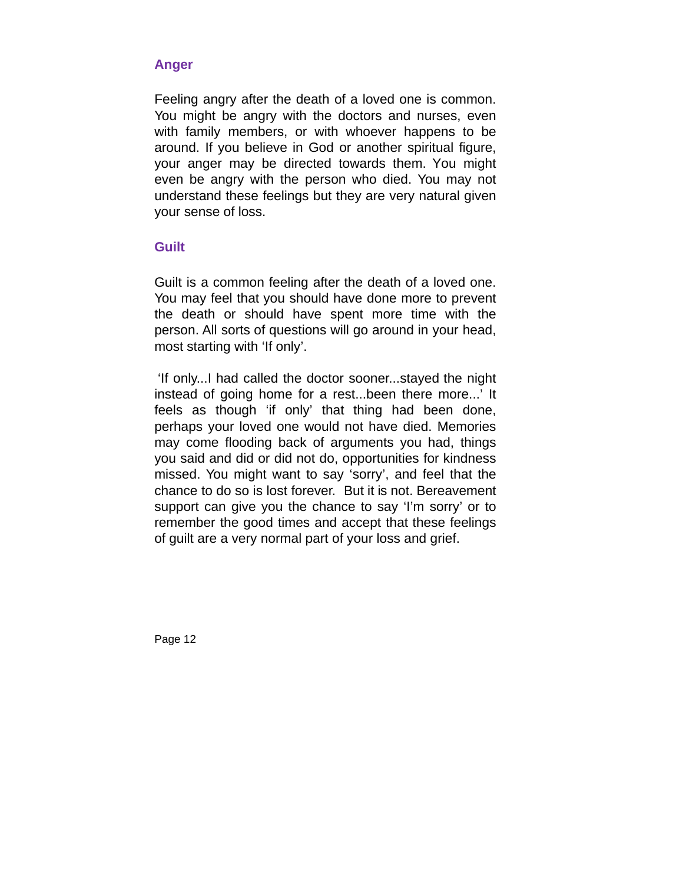## Anger

Feeling angry after the death of a loved one is common. You might be angry with the doctors and nurses, even with family members, or with whoever happens to be around. If you believe in God or another spiritual figure, your anger may be directed towards them. You might even be angry with the person who died. You may not understand these feelings but they are very natural given your sense of loss.

## Guilt

Guilt is a common feeling after the death of a loved one. You may feel that you should have done more to prevent the death or should have spent more time with the person. All sorts of questions will go around in your head, most starting with 'If only'.

'If only...I had called the doctor sooner...stayed the night instead of going home for a rest...been there more...' It feels as though 'if only' that thing had been done, perhaps your loved one would not have died. Memories may come flooding back of arguments you had, things you said and did or did not do, opportunities for kindness missed. You might want to say 'sorry', and feel that the chance to do so is lost forever. But it is not. Bereavement support can give you the chance to say 'I'm sorry' or to remember the good times and accept that these feelings of guilt are a very normal part of your loss and grief.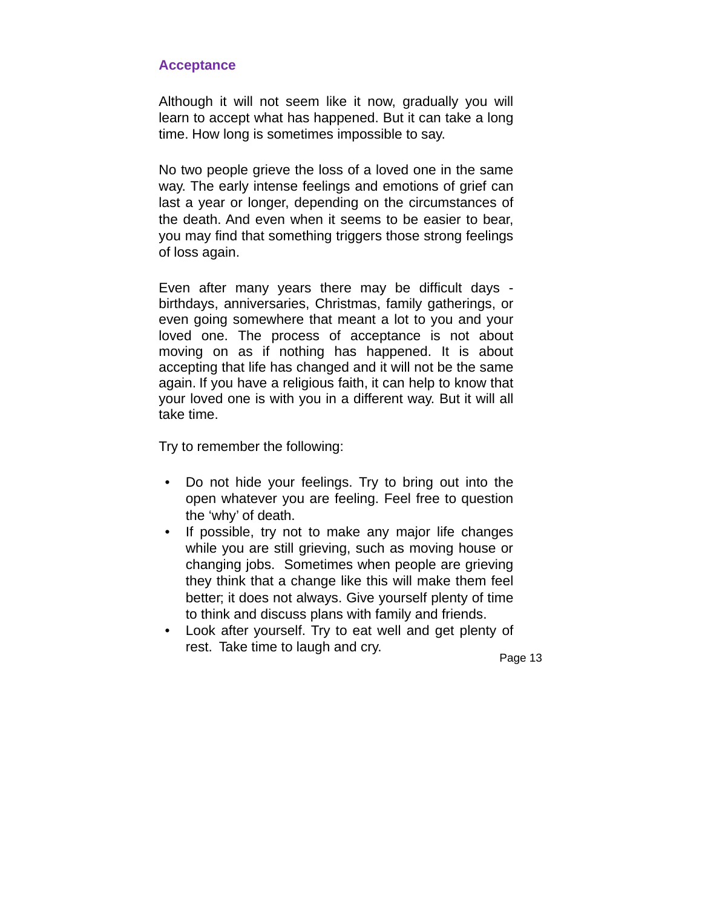## Acceptance

Although it will not seem like it now, gradually you will learn to accept what has happened. But it can take a long time. How long is sometimes impossible to say.

No two people grieve the loss of a loved one in the same way. The early intense feelings and emotions of grief can last a year or longer, depending on the circumstances of the death. And even when it seems to be easier to bear, you may find that something triggers those strong feelings of loss again.

Even after many years there may be difficult days - birthdays, anniversaries, Christmas, family gatherings, or even going somewhere that meant a lot to you and your loved one. The process of acceptance is not about moving on as if nothing has happened. It is about accepting that life has changed and it will not be the same again. If you have a religious faith, it can help to know that your loved one is with you in a different way. But it will all take time.

Try to remember the following:

- Do not hide your feelings. Try to bring out into the open whatever you are feeling. Feel free to question the 'why' of death.
- If possible, try not to make any major life changes while you are still grieving, such as moving house or changing jobs. Sometimes when people are grieving they think that a change like this will make them feel better; it does not always. Give yourself plenty of time to think and discuss plans with family and friends.
- Look after yourself. Try to eat well and get plenty of rest. Take time to laugh and cry.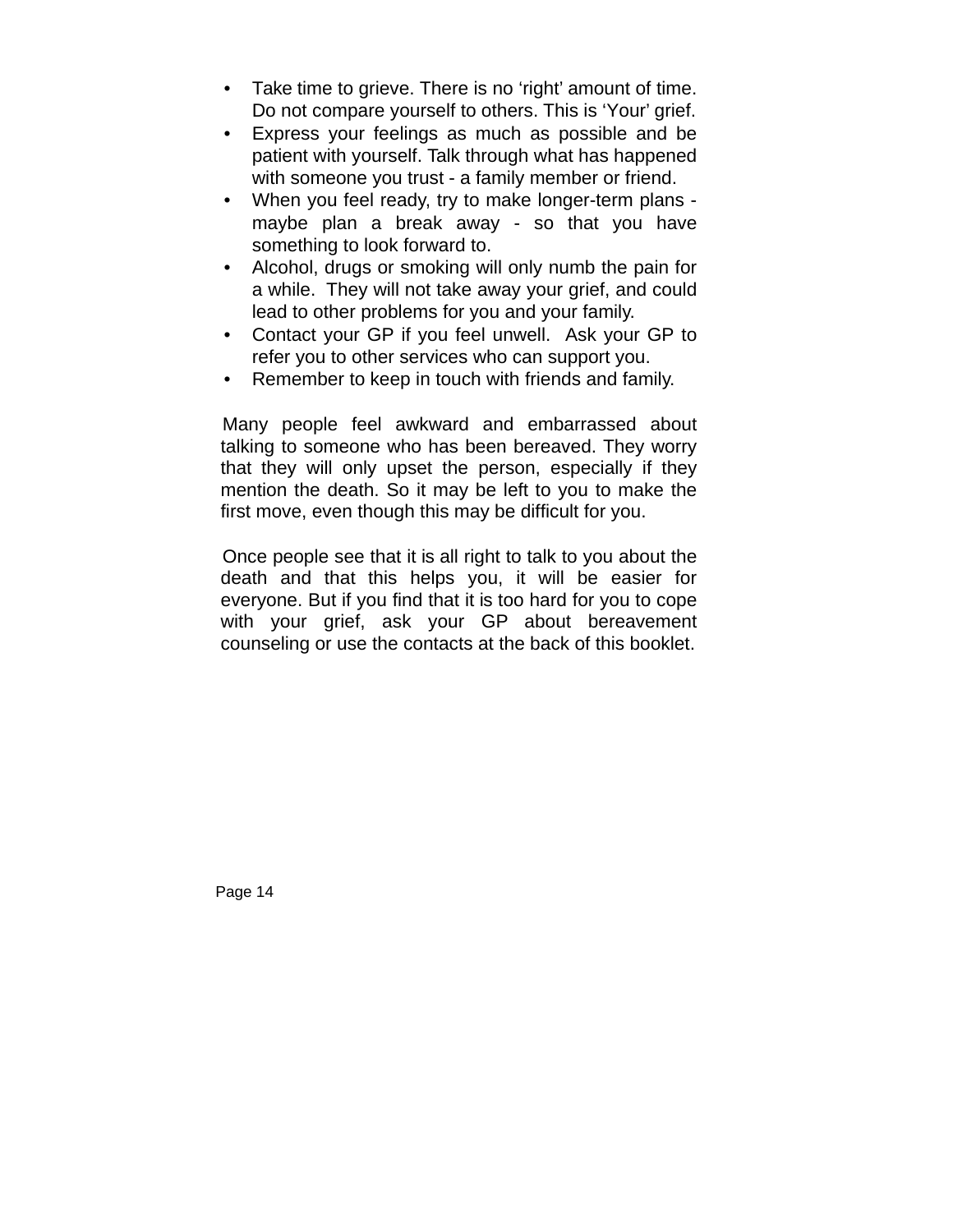- Take time to grieve. There is no 'right' amount of time. Do not compare yourself to others. This is 'Your' grief.
- Express your feelings as much as possible and be patient with yourself. Talk through what has happened with someone you trust - a family member or friend.
- When you feel ready, try to make longer-term plans - maybe plan a break away - so that you have something to look forward to.
- Alcohol, drugs or smoking will only numb the pain for a while. They will not take away your grief, and could lead to other problems for you and your family.
- Contact your GP if you feel unwell. Ask your GP to refer you to other services who can support you.
- Remember to keep in touch with friends and family.

Many people feel awkward and embarrassed about talking to someone who has been bereaved. They worry that they will only upset the person, especially if they mention the death. So it may be left to you to make the first move, even though this may be difficult for you.

Once people see that it is all right to talk to you about the death and that this helps you, it will be easier for everyone. But if you find that it is too hard for you to cope with your grief, ask your GP about bereavement counseling or use the contacts at the back of this booklet.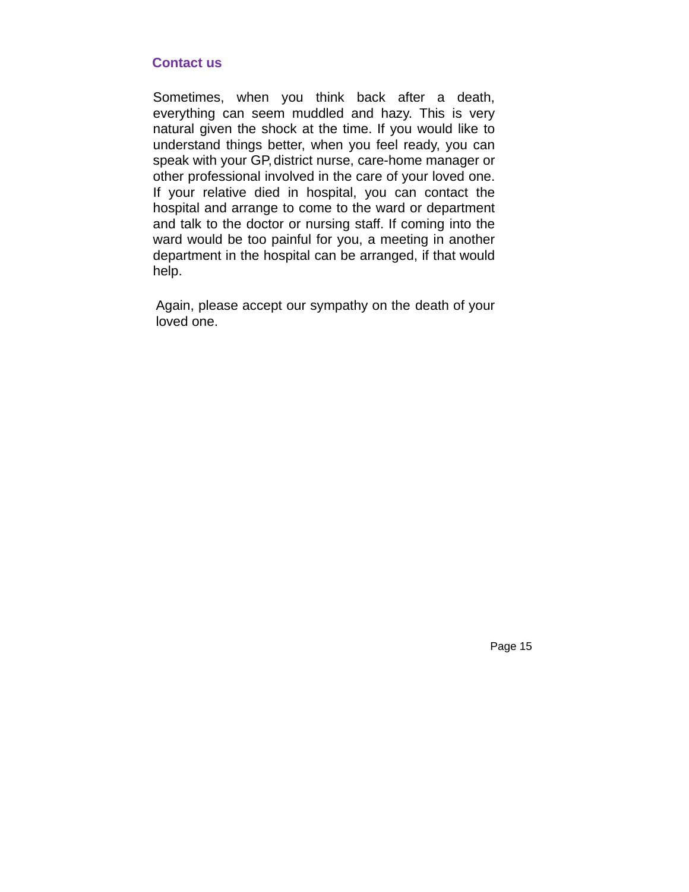## Contact us

Sometimes, when you think back after a death, everything can seem muddled and hazy. This is very natural given the shock at the time. If you would like to understand things better, when you feel ready, you can speak with your GP, district nurse, care-home manager or other professional involved in the care of your loved one. If your relative died in hospital, you can contact the hospital and arrange to come to the ward or department and talk to the doctor or nursing staff. If coming into the ward would be too painful for you, a meeting in another department in the hospital can be arranged, if that would help.

Again, please accept our sympathy on the death of your loved one.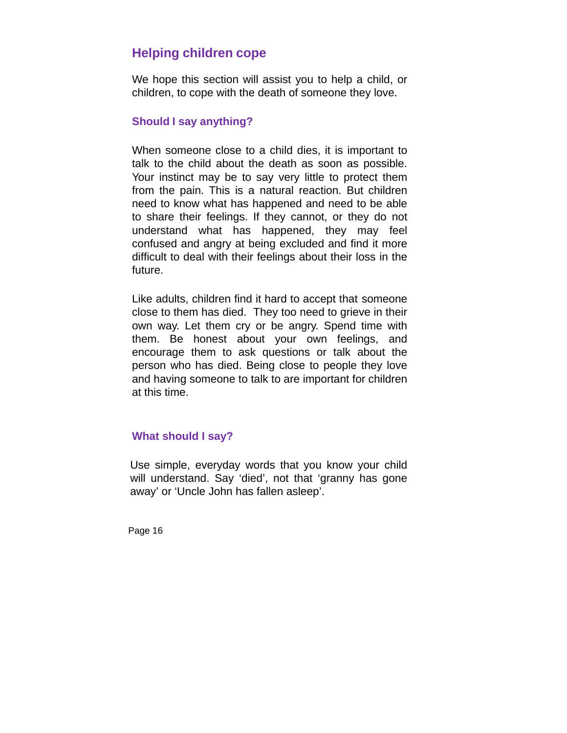## Helping children cope

We hope this section will assist you to help a child, or children, to cope with the death of someone they love.

### Should I say anything?

When someone close to a child dies, it is important to talk to the child about the death as soon as possible. Your instinct may be to say very little to protect them from the pain. This is a natural reaction. But children need to know what has happened and need to be able to share their feelings. If they cannot, or they do not understand what has happened, they may feel confused and angry at being excluded and find it more difficult to deal with their feelings about their loss in the future.

Like adults, children find it hard to accept that someone close to them has died. They too need to grieve in their own way. Let them cry or be angry. Spend time with them. Be honest about your own feelings, and encourage them to ask questions or talk about the person who has died. Being close to people they love and having someone to talk to are important for children at this time.

### What should I say?

Use simple, everyday words that you know your child will understand. Say 'died', not that 'granny has gone away' or 'Uncle John has fallen asleep'.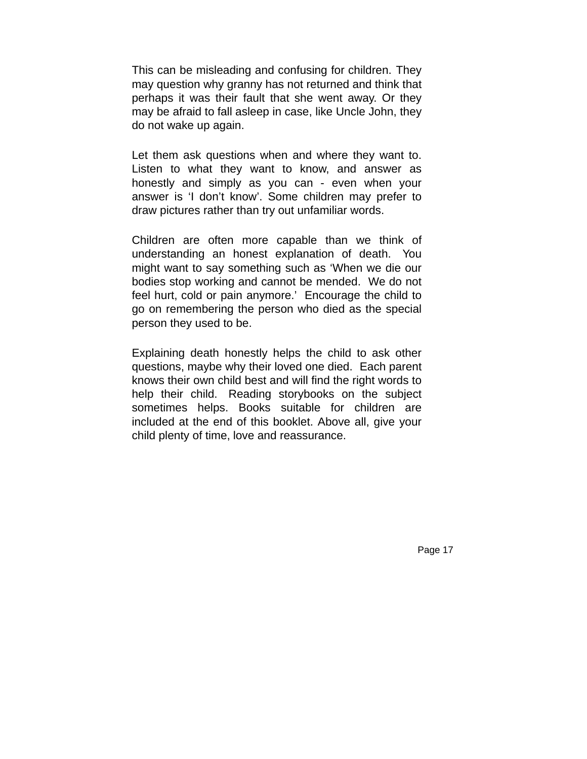This can be misleading and confusing for children. They may question why granny has not returned and think that perhaps it was their fault that she went away. Or they may be afraid to fall asleep in case, like Uncle John, they do not wake up again.

Let them ask questions when and where they want to. Listen to what they want to know, and answer as honestly and simply as you can - even when your answer is ‘I don’t know’. Some children may prefer to draw pictures rather than try out unfamiliar words.

Children are often more capable than we think of understanding an honest explanation of death. You might want to say something such as ‘When we die our bodies stop working and cannot be mended. We do not feel hurt, cold or pain anymore.’ Encourage the child to go on remembering the person who died as the special person they used to be.

Explaining death honestly helps the child to ask other questions, maybe why their loved one died. Each parent knows their own child best and will find the right words to help their child. Reading storybooks on the subject sometimes helps. Books suitable for children are included at the end of this booklet. Above all, give your child plenty of time, love and reassurance.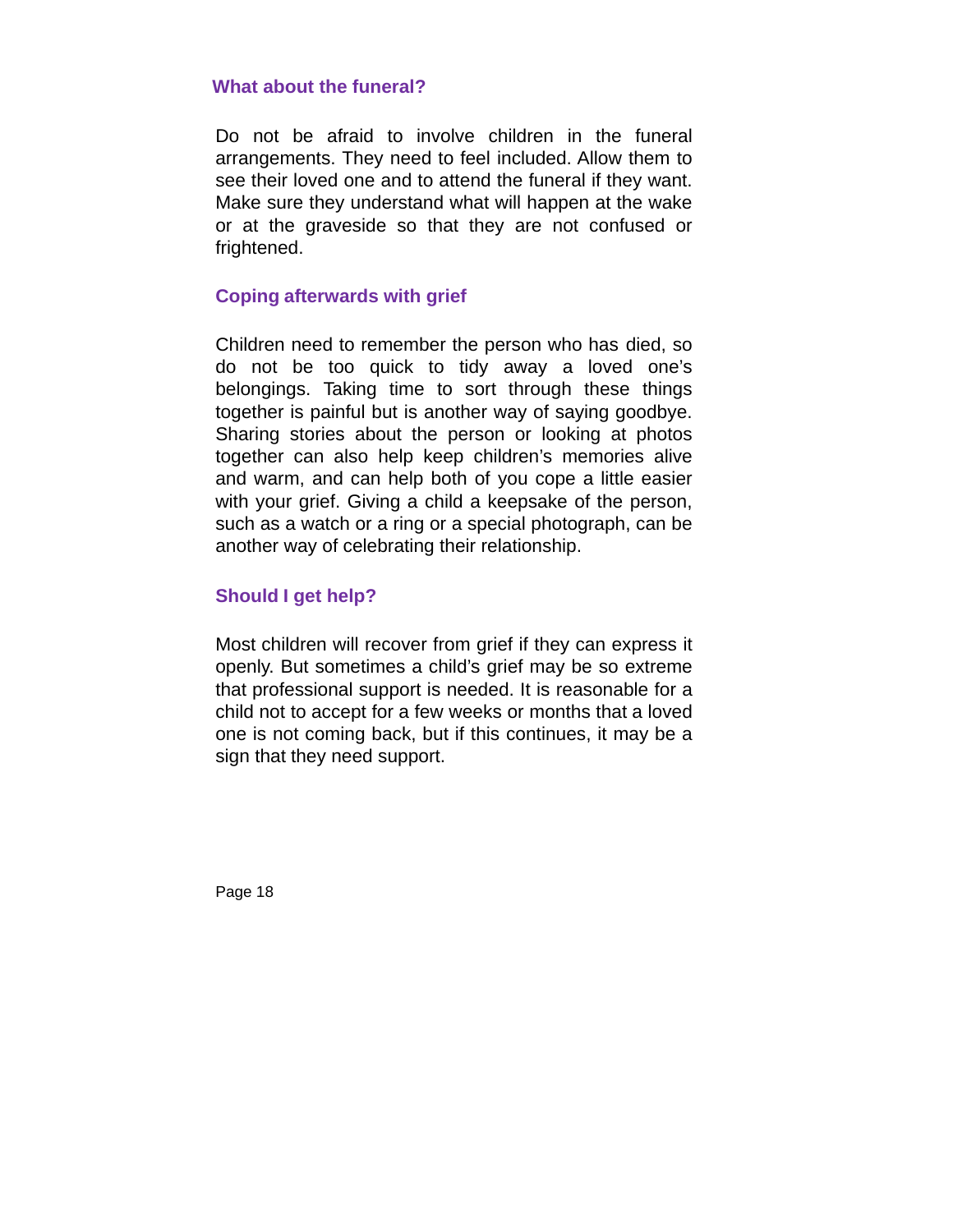## What about the funeral?

Do not be afraid to involve children in the funeral arrangements. They need to feel included. Allow them to see their loved one and to attend the funeral if they want. Make sure they understand what will happen at the wake or at the graveside so that they are not confused or frightened.

## Coping afterwards with grief

Children need to remember the person who has died, so do not be too quick to tidy away a loved one's belongings. Taking time to sort through these things together is painful but is another way of saying goodbye. Sharing stories about the person or looking at photos together can also help keep children's memories alive and warm, and can help both of you cope a little easier with your grief. Giving a child a keepsake of the person, such as a watch or a ring or a special photograph, can be another way of celebrating their relationship.

## Should I get help?

Most children will recover from grief if they can express it openly. But sometimes a child's grief may be so extreme that professional support is needed. It is reasonable for a child not to accept for a few weeks or months that a loved one is not coming back, but if this continues, it may be a sign that they need support.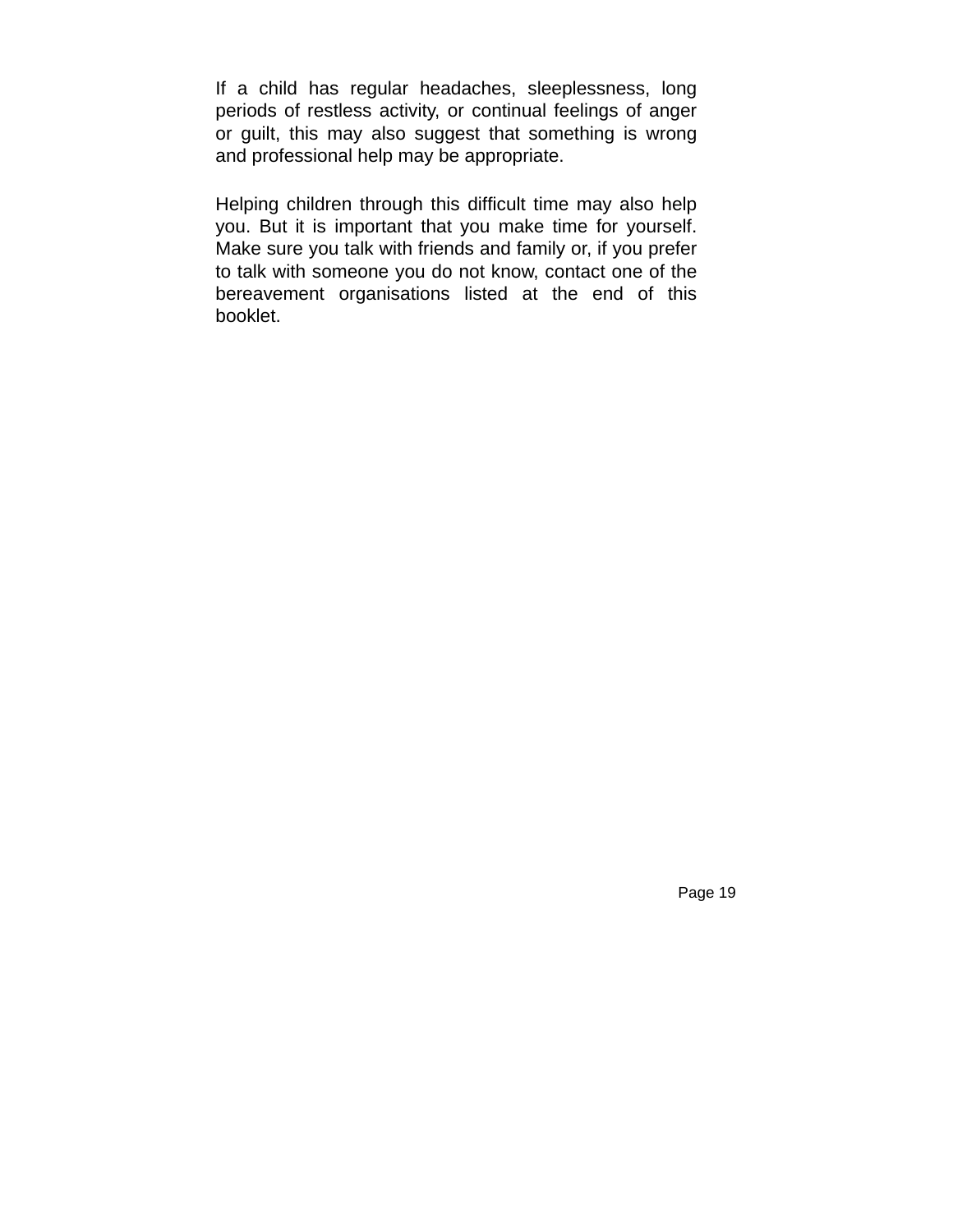If a child has regular headaches, sleeplessness, long periods of restless activity, or continual feelings of anger or guilt, this may also suggest that something is wrong and professional help may be appropriate.

Helping children through this difficult time may also help you. But it is important that you make time for yourself. Make sure you talk with friends and family or, if you prefer to talk with someone you do not know, contact one of the bereavement organisations listed at the end of this booklet.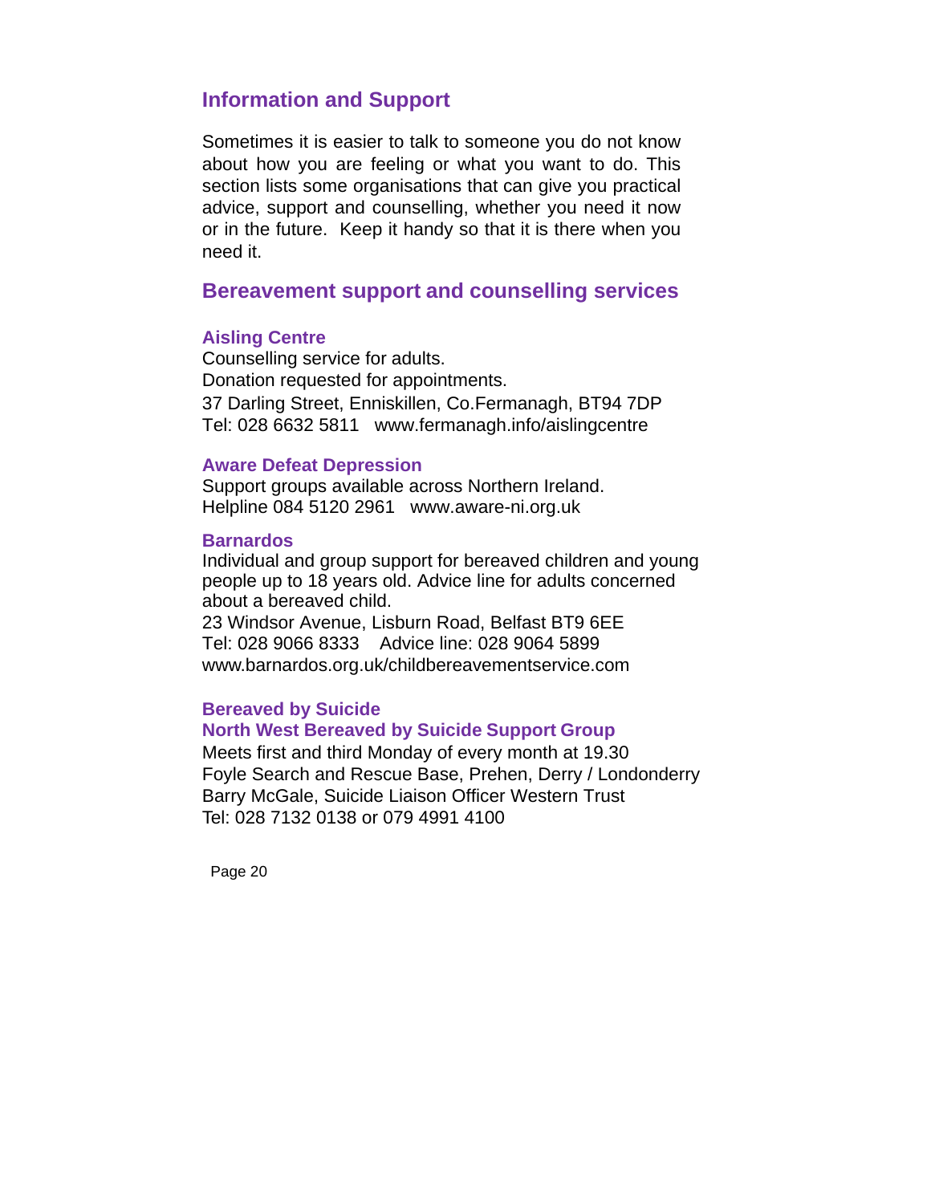## Information and Support

Sometimes it is easier to talk to someone you do not know about how you are feeling or what you want to do. This section lists some organisations that can give you practical advice, support and counselling, whether you need it now or in the future. Keep it handy so that it is there when you need it.

## Bereavement support and counselling services

### Aisling Centre

Counselling service for adults.
Donation requested for appointments.
37 Darling Street, Enniskillen, Co.Fermanagh, BT94 7DP
Tel: 028 6632 5811   www.fermanagh.info/aislingcentre

### Aware Defeat Depression

Support groups available across Northern Ireland.
Helpline 084 5120 2961   www.aware-ni.org.uk

### Barnardos

Individual and group support for bereaved children and young people up to 18 years old. Advice line for adults concerned about a bereaved child.
23 Windsor Avenue, Lisburn Road, Belfast BT9 6EE
Tel: 028 9066 8333    Advice line: 028 9064 5899
www.barnardos.org.uk/childbereavementservice.com

### Bereaved by Suicide

#### North West Bereaved by Suicide Support Group

Meets first and third Monday of every month at 19.30
Foyle Search and Rescue Base, Prehen, Derry / Londonderry
Barry McGale, Suicide Liaison Officer Western Trust
Tel: 028 7132 0138 or 079 4991 4100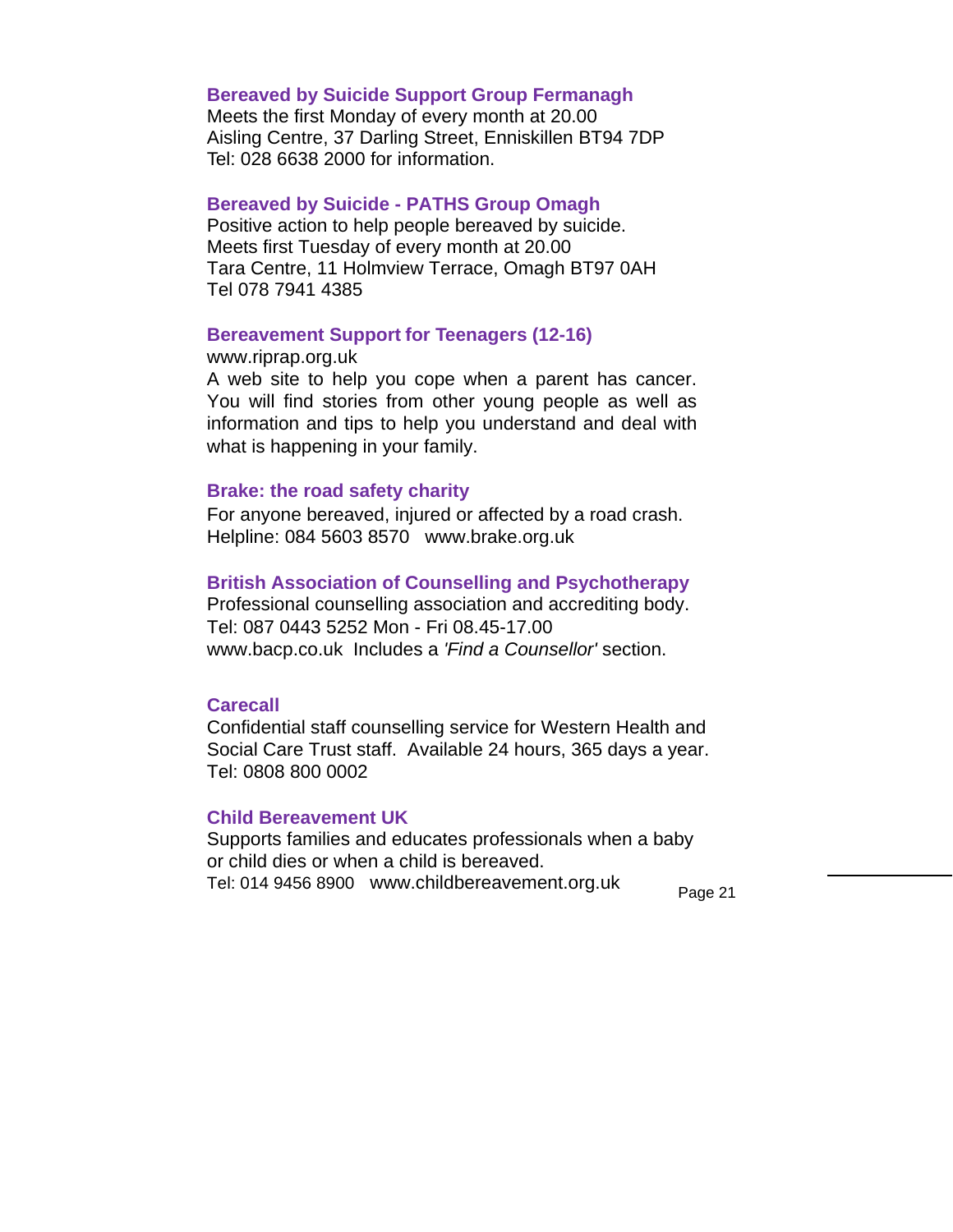### Bereaved by Suicide Support Group Fermanagh

Meets the first Monday of every month at 20.00
Aisling Centre, 37 Darling Street, Enniskillen BT94 7DP
Tel: 028 6638 2000 for information.

### Bereaved by Suicide - PATHS Group Omagh

Positive action to help people bereaved by suicide.
Meets first Tuesday of every month at 20.00
Tara Centre, 11 Holmview Terrace, Omagh BT97 0AH
Tel 078 7941 4385

### Bereavement Support for Teenagers (12-16)

www.riprap.org.uk
A web site to help you cope when a parent has cancer. You will find stories from other young people as well as information and tips to help you understand and deal with what is happening in your family.

### Brake: the road safety charity

For anyone bereaved, injured or affected by a road crash.
Helpline: 084 5603 8570   www.brake.org.uk

### British Association of Counselling and Psychotherapy

Professional counselling association and accrediting body.
Tel: 087 0443 5252 Mon - Fri 08.45-17.00
www.bacp.co.uk  Includes a *'Find a Counsellor'* section.

### Carecall

Confidential staff counselling service for Western Health and Social Care Trust staff.  Available 24 hours, 365 days a year.
Tel: 0808 800 0002

### Child Bereavement UK

Supports families and educates professionals when a baby or child dies or when a child is bereaved.
Tel: 014 9456 8900   www.childbereavement.org.uk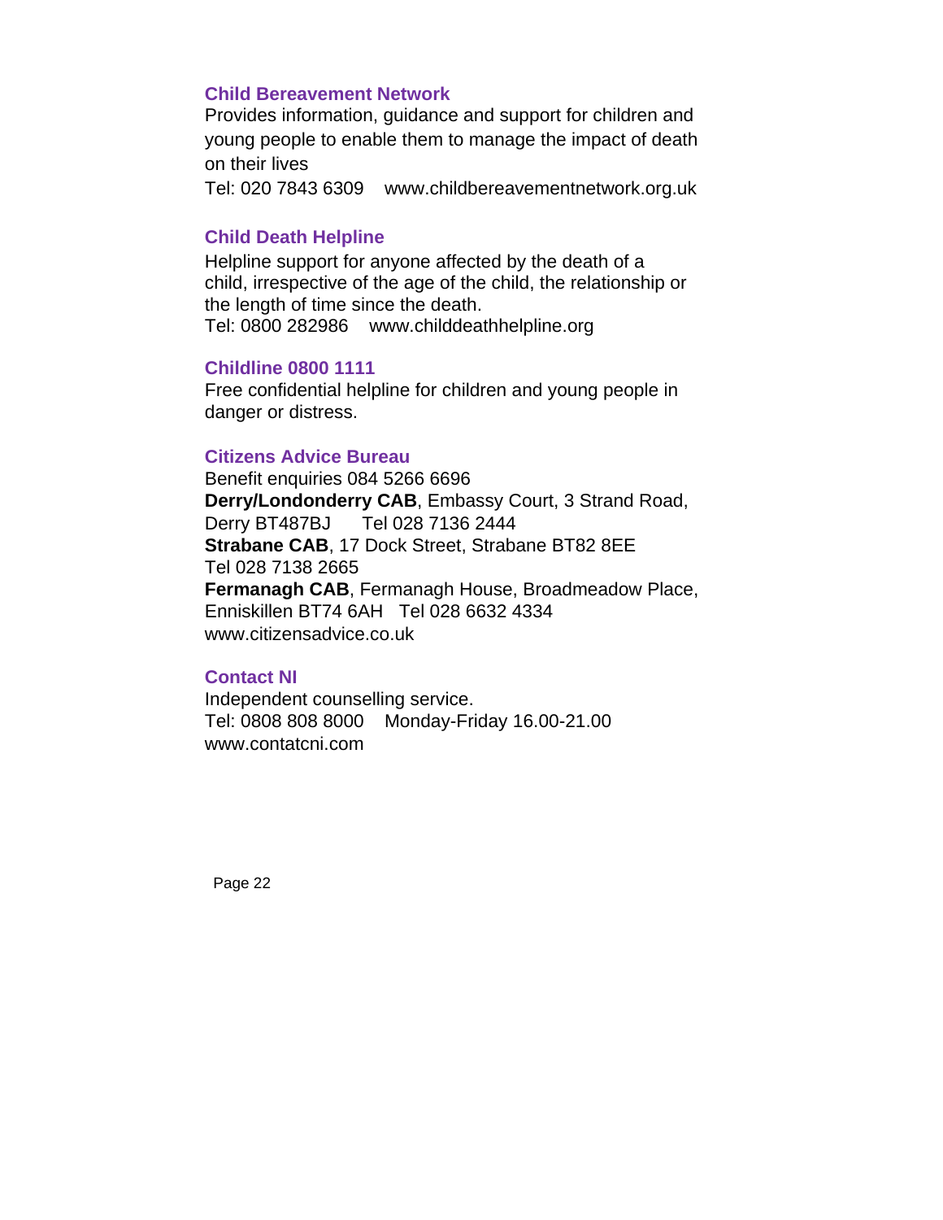### Child Bereavement Network

Provides information, guidance and support for children and young people to enable them to manage the impact of death on their lives

Tel: 020 7843 6309 www.childbereavementnetwork.org.uk

### Child Death Helpline

Helpline support for anyone affected by the death of a child, irrespective of the age of the child, the relationship or the length of time since the death.

Tel: 0800 282986 www.childdeathhelpline.org

### Childline 0800 1111

Free confidential helpline for children and young people in danger or distress.

### Citizens Advice Bureau

Benefit enquiries 084 5266 6696

**Derry/Londonderry CAB**, Embassy Court, 3 Strand Road, Derry BT487BJ Tel 028 7136 2444

**Strabane CAB**, 17 Dock Street, Strabane BT82 8EE Tel 028 7138 2665

**Fermanagh CAB**, Fermanagh House, Broadmeadow Place, Enniskillen BT74 6AH Tel 028 6632 4334

www.citizensadvice.co.uk

### Contact NI

Independent counselling service.

Tel: 0808 808 8000 Monday-Friday 16.00-21.00

www.contatcni.com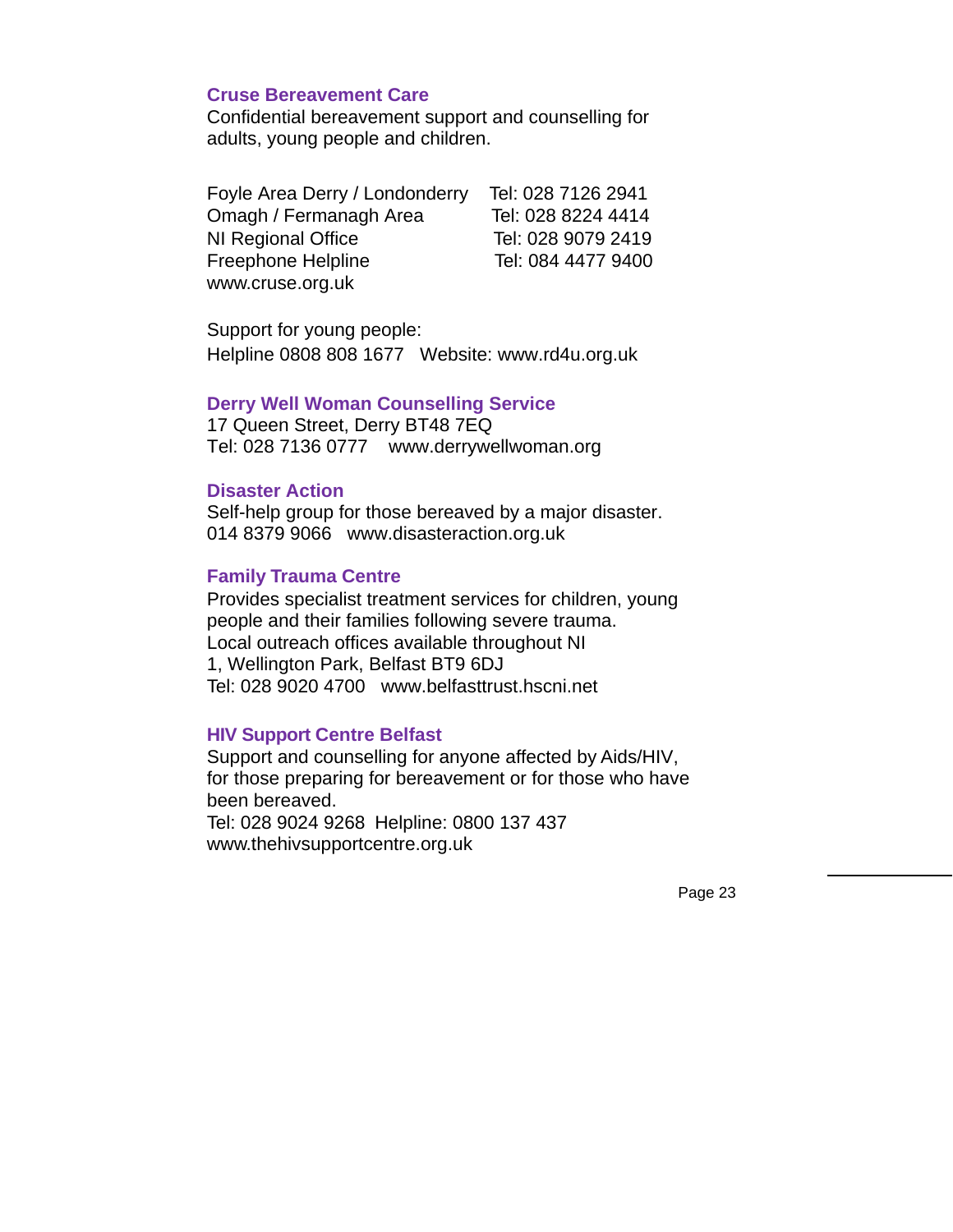### Cruse Bereavement Care

Confidential bereavement support and counselling for adults, young people and children.

| | |
|---|---|
| Foyle Area Derry / Londonderry | Tel: 028 7126 2941 |
| Omagh / Fermanagh Area | Tel: 028 8224 4414 |
| NI Regional Office | Tel: 028 9079 2419 |
| Freephone Helpline | Tel: 084 4477 9400 |

www.cruse.org.uk

Support for young people:
Helpline 0808 808 1677   Website: www.rd4u.org.uk

### Derry Well Woman Counselling Service

17 Queen Street, Derry BT48 7EQ
Tel: 028 7136 0777   www.derrywellwoman.org

### Disaster Action

Self-help group for those bereaved by a major disaster.
014 8379 9066   www.disasteraction.org.uk

### Family Trauma Centre

Provides specialist treatment services for children, young people and their families following severe trauma.
Local outreach offices available throughout NI
1, Wellington Park, Belfast BT9 6DJ
Tel: 028 9020 4700   www.belfasttrust.hscni.net

### HIV Support Centre Belfast

Support and counselling for anyone affected by Aids/HIV, for those preparing for bereavement or for those who have been bereaved.
Tel: 028 9024 9268  Helpline: 0800 137 437
www.thehivsupportcentre.org.uk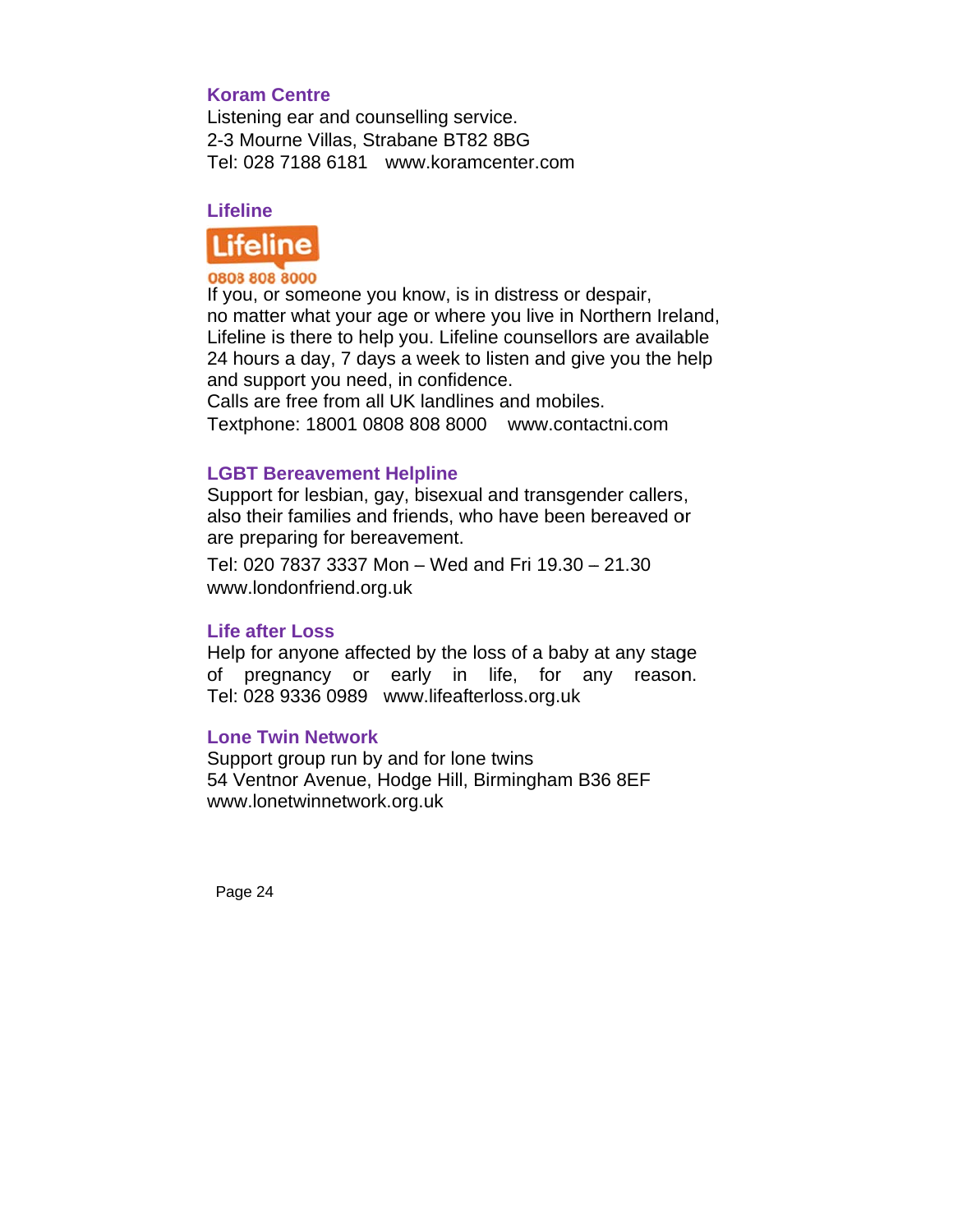### Koram Centre

Listening ear and counselling service.
2-3 Mourne Villas, Strabane BT82 8BG
Tel: 028 7188 6181 www.koramcenter.com

### Lifeline

Lifeline
0808 808 8000

If you, or someone you know, is in distress or despair, no matter what your age or where you live in Northern Ireland, Lifeline is there to help you. Lifeline counsellors are available 24 hours a day, 7 days a week to listen and give you the help and support you need, in confidence.
Calls are free from all UK landlines and mobiles.
Textphone: 18001 0808 808 8000 www.contactni.com

### LGBT Bereavement Helpline

Support for lesbian, gay, bisexual and transgender callers, also their families and friends, who have been bereaved or are preparing for bereavement.

Tel: 020 7837 3337 Mon – Wed and Fri 19.30 – 21.30
www.londonfriend.org.uk

### Life after Loss

Help for anyone affected by the loss of a baby at any stage of pregnancy or early in life, for any reason.
Tel: 028 9336 0989 www.lifeafterloss.org.uk

### Lone Twin Network

Support group run by and for lone twins
54 Ventnor Avenue, Hodge Hill, Birmingham B36 8EF
www.lonetwinnetwork.org.uk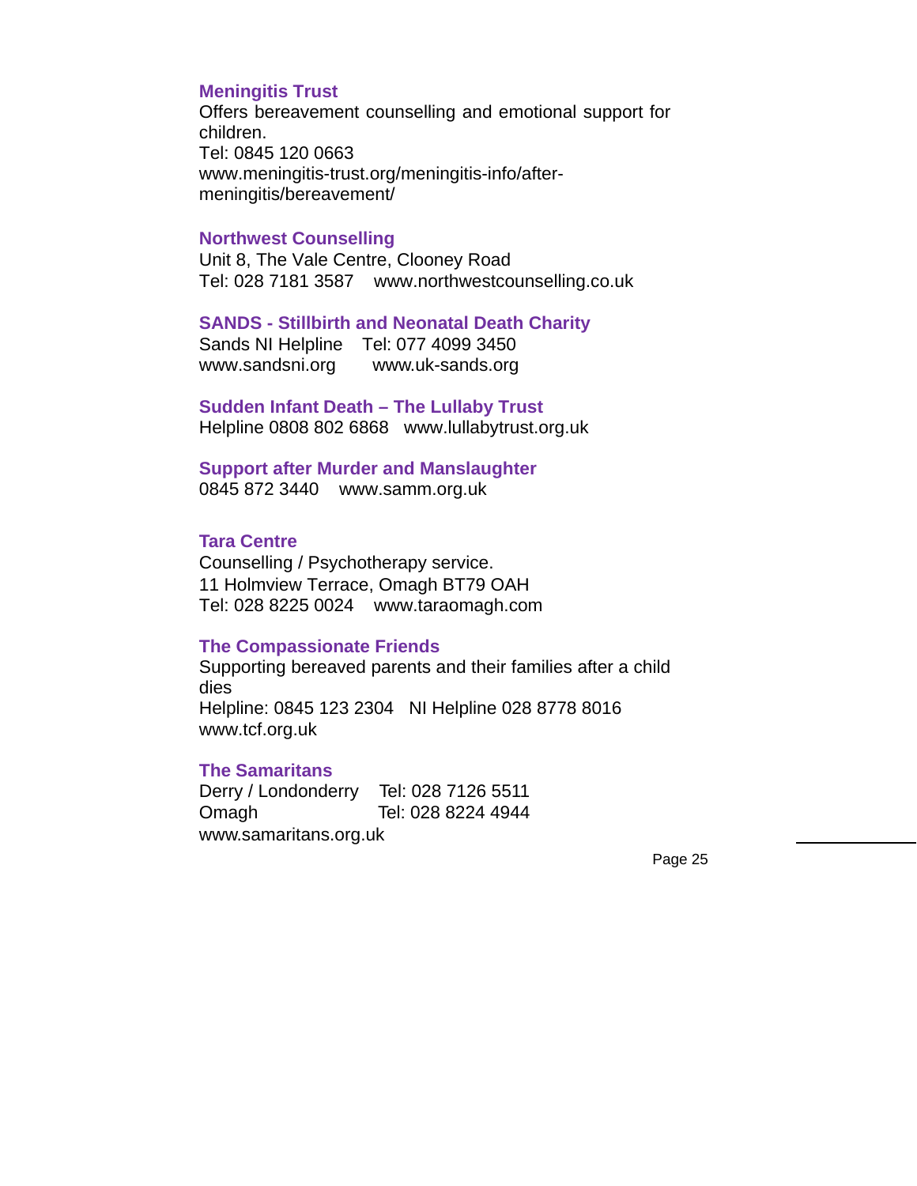### Meningitis Trust

Offers bereavement counselling and emotional support for children.
Tel: 0845 120 0663
www.meningitis-trust.org/meningitis-info/after-meningitis/bereavement/

### Northwest Counselling

Unit 8, The Vale Centre, Clooney Road
Tel: 028 7181 3587 www.northwestcounselling.co.uk

### SANDS - Stillbirth and Neonatal Death Charity

Sands NI Helpline Tel: 077 4099 3450
www.sandsni.org www.uk-sands.org

### Sudden Infant Death – The Lullaby Trust

Helpline 0808 802 6868 www.lullabytrust.org.uk

### Support after Murder and Manslaughter

0845 872 3440 www.samm.org.uk

### Tara Centre

Counselling / Psychotherapy service.
11 Holmview Terrace, Omagh BT79 OAH
Tel: 028 8225 0024 www.taraomagh.com

### The Compassionate Friends

Supporting bereaved parents and their families after a child dies
Helpline: 0845 123 2304 NI Helpline 028 8778 8016
www.tcf.org.uk

### The Samaritans

Derry / Londonderry Tel: 028 7126 5511
Omagh Tel: 028 8224 4944
www.samaritans.org.uk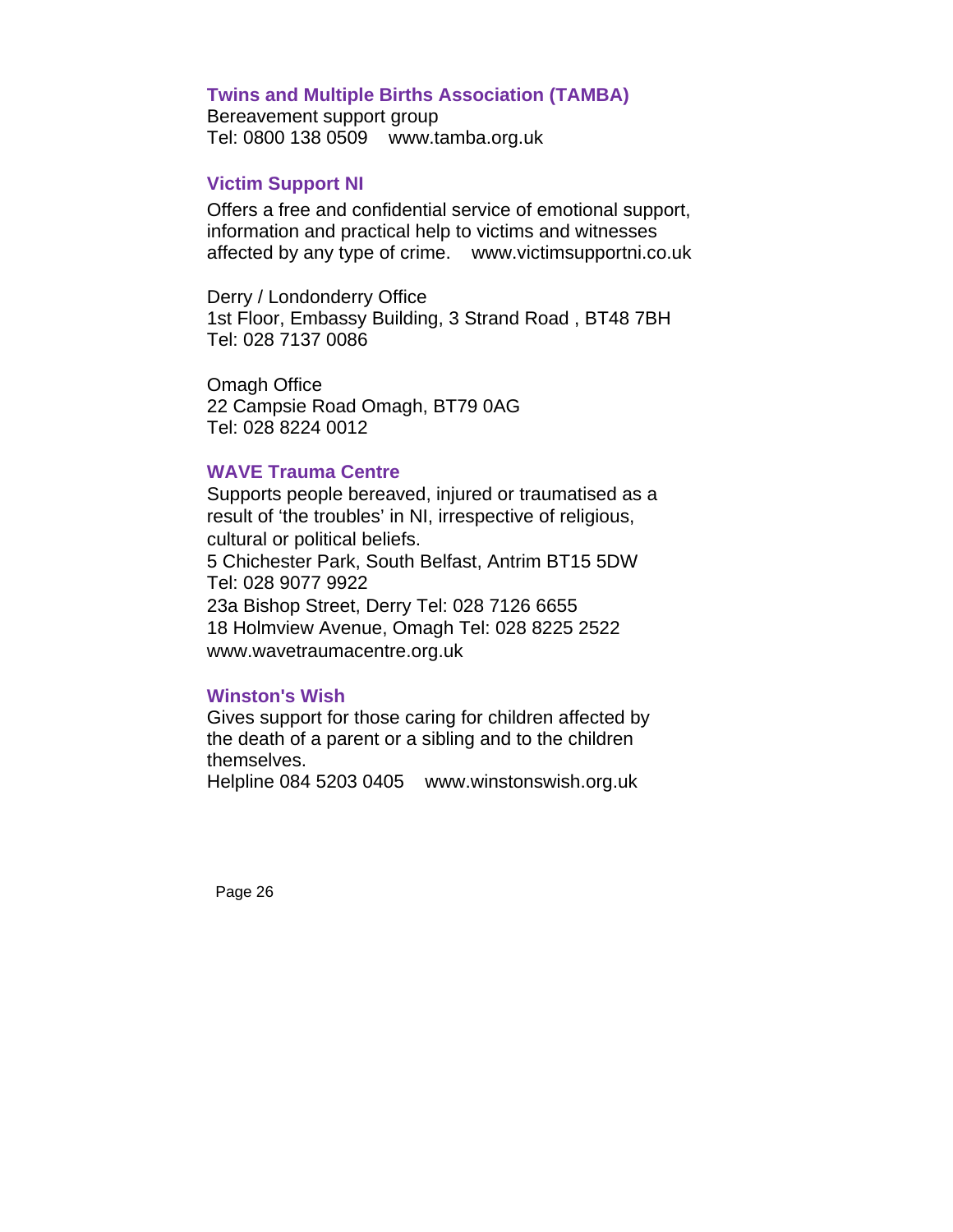### Twins and Multiple Births Association (TAMBA)

Bereavement support group
Tel: 0800 138 0509    www.tamba.org.uk

### Victim Support NI

Offers a free and confidential service of emotional support, information and practical help to victims and witnesses affected by any type of crime.    www.victimsupportni.co.uk

Derry / Londonderry Office
1st Floor, Embassy Building, 3 Strand Road , BT48 7BH
Tel: 028 7137 0086

Omagh Office
22 Campsie Road Omagh, BT79 0AG
Tel: 028 8224 0012

### WAVE Trauma Centre

Supports people bereaved, injured or traumatised as a result of 'the troubles' in NI, irrespective of religious, cultural or political beliefs.
5 Chichester Park, South Belfast, Antrim BT15 5DW
Tel: 028 9077 9922
23a Bishop Street, Derry Tel: 028 7126 6655
18 Holmview Avenue, Omagh Tel: 028 8225 2522
www.wavetraumacentre.org.uk

### Winston's Wish

Gives support for those caring for children affected by the death of a parent or a sibling and to the children themselves.
Helpline 084 5203 0405    www.winstonswish.org.uk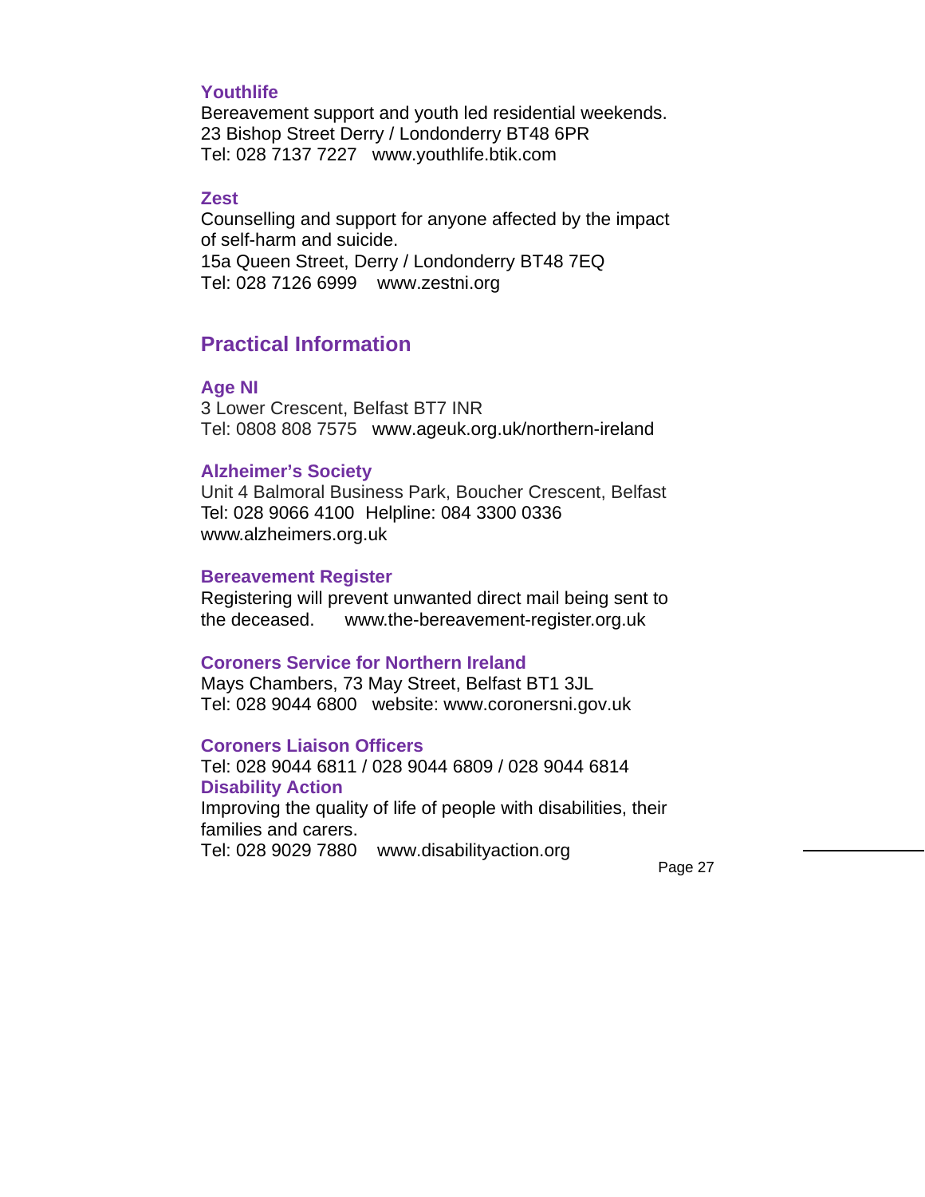### Youthlife

Bereavement support and youth led residential weekends.
23 Bishop Street Derry / Londonderry BT48 6PR
Tel: 028 7137 7227   www.youthlife.btik.com

### Zest

Counselling and support for anyone affected by the impact of self-harm and suicide.
15a Queen Street, Derry / Londonderry BT48 7EQ
Tel: 028 7126 6999    www.zestni.org

## Practical Information

### Age NI

3 Lower Crescent, Belfast BT7 INR
Tel: 0808 808 7575   www.ageuk.org.uk/northern-ireland

### Alzheimer's Society

Unit 4 Balmoral Business Park, Boucher Crescent, Belfast
Tel: 028 9066 4100  Helpline: 084 3300 0336
www.alzheimers.org.uk

### Bereavement Register

Registering will prevent unwanted direct mail being sent to the deceased.      www.the-bereavement-register.org.uk

### Coroners Service for Northern Ireland

Mays Chambers, 73 May Street, Belfast BT1 3JL
Tel: 028 9044 6800   website: www.coronersni.gov.uk

### Coroners Liaison Officers

Tel: 028 9044 6811 / 028 9044 6809 / 028 9044 6814

### Disability Action

Improving the quality of life of people with disabilities, their families and carers.
Tel: 028 9029 7880    www.disabilityaction.org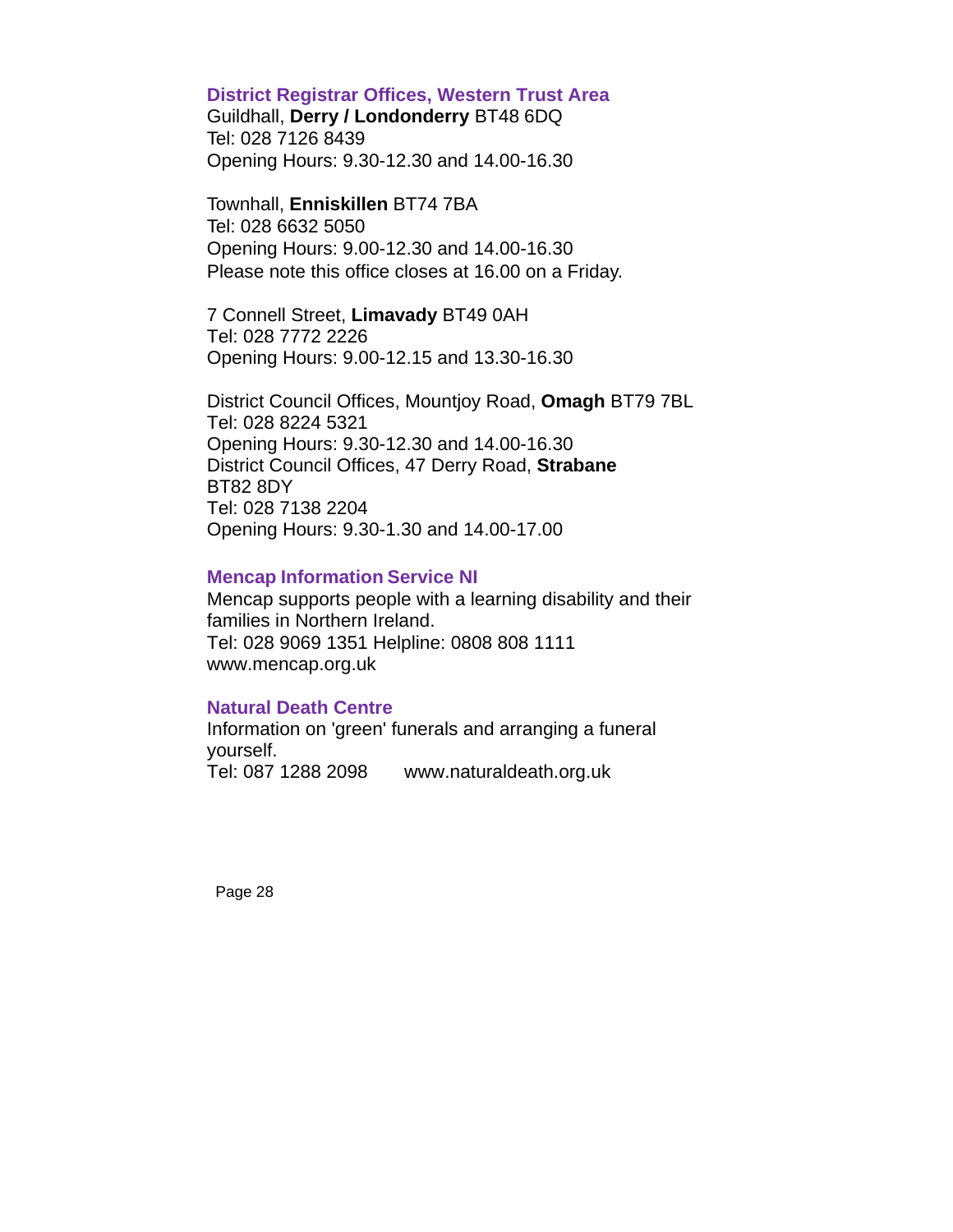### District Registrar Offices, Western Trust Area

Guildhall, **Derry / Londonderry** BT48 6DQ
Tel: 028 7126 8439
Opening Hours: 9.30-12.30 and 14.00-16.30

Townhall, **Enniskillen** BT74 7BA
Tel: 028 6632 5050
Opening Hours: 9.00-12.30 and 14.00-16.30
Please note this office closes at 16.00 on a Friday.

7 Connell Street, **Limavady** BT49 0AH
Tel: 028 7772 2226
Opening Hours: 9.00-12.15 and 13.30-16.30

District Council Offices, Mountjoy Road, **Omagh** BT79 7BL
Tel: 028 8224 5321
Opening Hours: 9.30-12.30 and 14.00-16.30
District Council Offices, 47 Derry Road, **Strabane** BT82 8DY
Tel: 028 7138 2204
Opening Hours: 9.30-1.30 and 14.00-17.00

### Mencap Information Service NI

Mencap supports people with a learning disability and their families in Northern Ireland.
Tel: 028 9069 1351 Helpline: 0808 808 1111
www.mencap.org.uk

### Natural Death Centre

Information on 'green' funerals and arranging a funeral yourself.
Tel: 087 1288 2098 www.naturaldeath.org.uk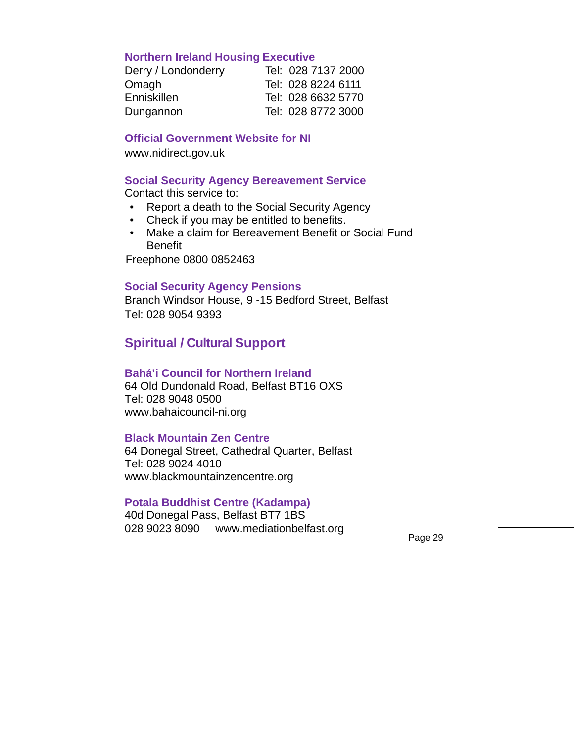### Northern Ireland Housing Executive

| | |
|---|---|
| Derry / Londonderry | Tel: 028 7137 2000 |
| Omagh | Tel: 028 8224 6111 |
| Enniskillen | Tel: 028 6632 5770 |
| Dungannon | Tel: 028 8772 3000 |

### Official Government Website for NI

www.nidirect.gov.uk

### Social Security Agency Bereavement Service

Contact this service to:

- Report a death to the Social Security Agency
- Check if you may be entitled to benefits.
- Make a claim for Bereavement Benefit or Social Fund Benefit

Freephone 0800 0852463

### Social Security Agency Pensions

Branch Windsor House, 9 -15 Bedford Street, Belfast
Tel: 028 9054 9393

## Spiritual / Cultural Support

### Bahá'i Council for Northern Ireland

64 Old Dundonald Road, Belfast BT16 OXS
Tel: 028 9048 0500
www.bahaicouncil-ni.org

### Black Mountain Zen Centre

64 Donegal Street, Cathedral Quarter, Belfast
Tel: 028 9024 4010
www.blackmountainzencentre.org

### Potala Buddhist Centre (Kadampa)

40d Donegal Pass, Belfast BT7 1BS
028 9023 8090 www.mediationbelfast.org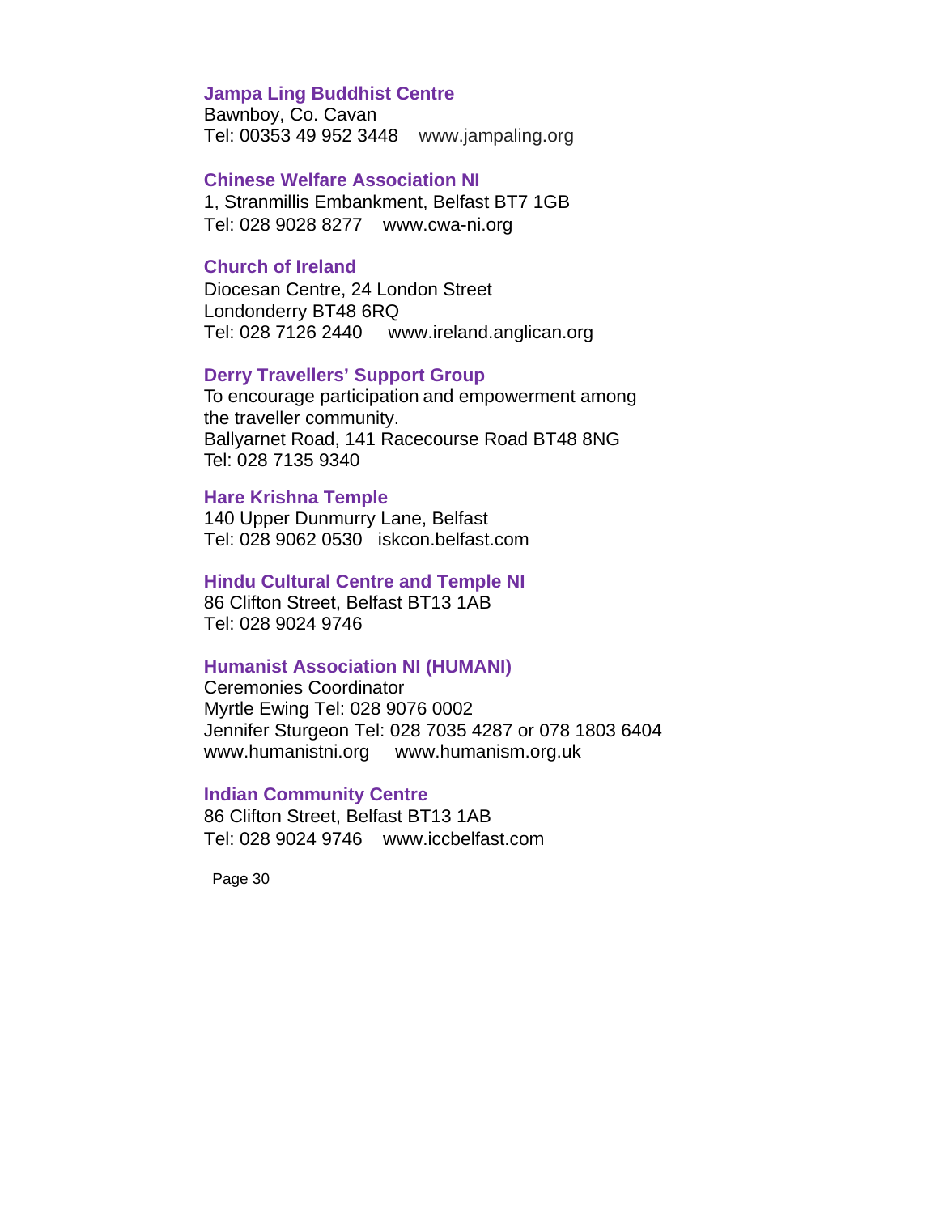**Jampa Ling Buddhist Centre**
Bawnboy, Co. Cavan
Tel: 00353 49 952 3448    www.jampaling.org

**Chinese Welfare Association NI**
1, Stranmillis Embankment, Belfast BT7 1GB
Tel: 028 9028 8277    www.cwa-ni.org

**Church of Ireland**
Diocesan Centre, 24 London Street
Londonderry BT48 6RQ
Tel: 028 7126 2440    www.ireland.anglican.org

**Derry Travellers' Support Group**
To encourage participation and empowerment among the traveller community.
Ballyarnet Road, 141 Racecourse Road BT48 8NG
Tel: 028 7135 9340

**Hare Krishna Temple**
140 Upper Dunmurry Lane, Belfast
Tel: 028 9062 0530   iskcon.belfast.com

**Hindu Cultural Centre and Temple NI**
86 Clifton Street, Belfast BT13 1AB
Tel: 028 9024 9746

**Humanist Association NI (HUMANI)**
Ceremonies Coordinator
Myrtle Ewing Tel: 028 9076 0002
Jennifer Sturgeon Tel: 028 7035 4287 or 078 1803 6404
www.humanistni.org    www.humanism.org.uk

**Indian Community Centre**
86 Clifton Street, Belfast BT13 1AB
Tel: 028 9024 9746    www.iccbelfast.com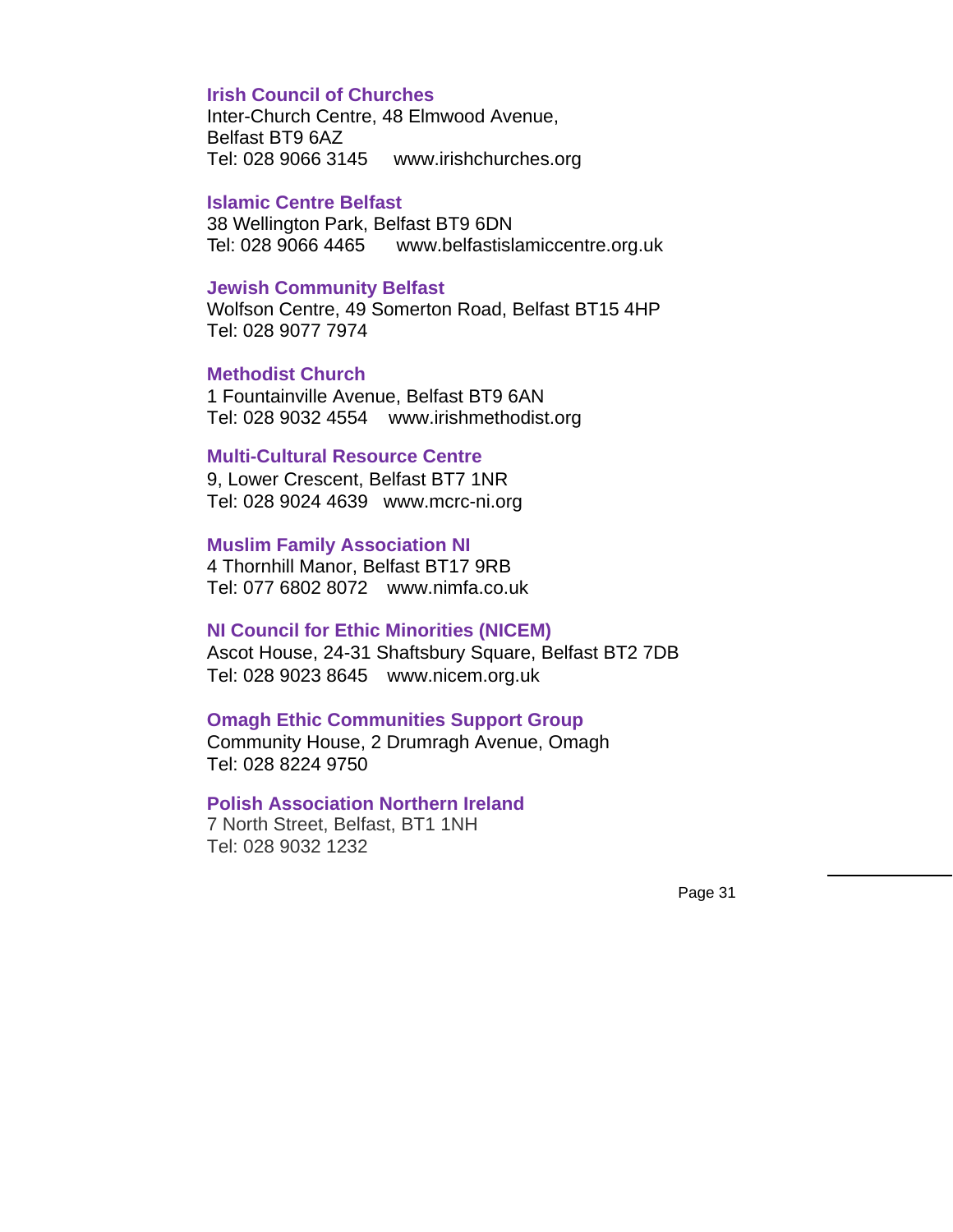**Irish Council of Churches**
Inter-Church Centre, 48 Elmwood Avenue,
Belfast BT9 6AZ
Tel: 028 9066 3145 www.irishchurches.org

**Islamic Centre Belfast**
38 Wellington Park, Belfast BT9 6DN
Tel: 028 9066 4465 www.belfastislamiccentre.org.uk

**Jewish Community Belfast**
Wolfson Centre, 49 Somerton Road, Belfast BT15 4HP
Tel: 028 9077 7974

**Methodist Church**
1 Fountainville Avenue, Belfast BT9 6AN
Tel: 028 9032 4554 www.irishmethodist.org

**Multi-Cultural Resource Centre**
9, Lower Crescent, Belfast BT7 1NR
Tel: 028 9024 4639 www.mcrc-ni.org

**Muslim Family Association NI**
4 Thornhill Manor, Belfast BT17 9RB
Tel: 077 6802 8072 www.nimfa.co.uk

**NI Council for Ethic Minorities (NICEM)**
Ascot House, 24-31 Shaftsbury Square, Belfast BT2 7DB
Tel: 028 9023 8645 www.nicem.org.uk

**Omagh Ethic Communities Support Group**
Community House, 2 Drumragh Avenue, Omagh
Tel: 028 8224 9750

**Polish Association Northern Ireland**
7 North Street, Belfast, BT1 1NH
Tel: 028 9032 1232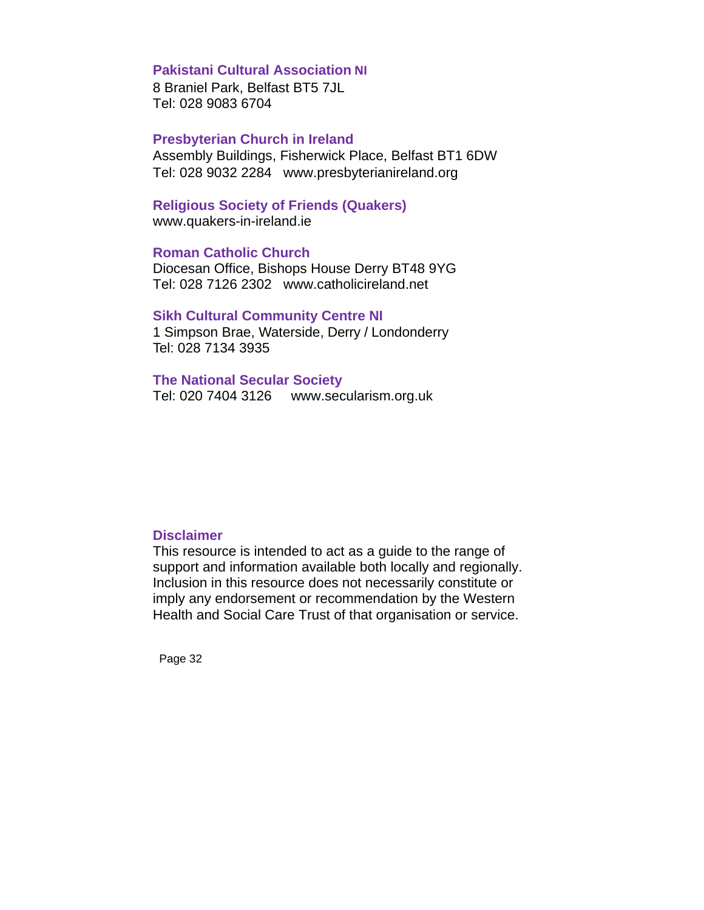**Pakistani Cultural Association NI**
8 Braniel Park, Belfast BT5 7JL
Tel: 028 9083 6704

**Presbyterian Church in Ireland**
Assembly Buildings, Fisherwick Place, Belfast BT1 6DW
Tel: 028 9032 2284   www.presbyterianireland.org

**Religious Society of Friends (Quakers)**
www.quakers-in-ireland.ie

**Roman Catholic Church**
Diocesan Office, Bishops House Derry BT48 9YG
Tel: 028 7126 2302   www.catholicireland.net

**Sikh Cultural Community Centre NI**
1 Simpson Brae, Waterside, Derry / Londonderry
Tel: 028 7134 3935

**The National Secular Society**
Tel: 020 7404 3126   www.secularism.org.uk

**Disclaimer**
This resource is intended to act as a guide to the range of support and information available both locally and regionally. Inclusion in this resource does not necessarily constitute or imply any endorsement or recommendation by the Western Health and Social Care Trust of that organisation or service.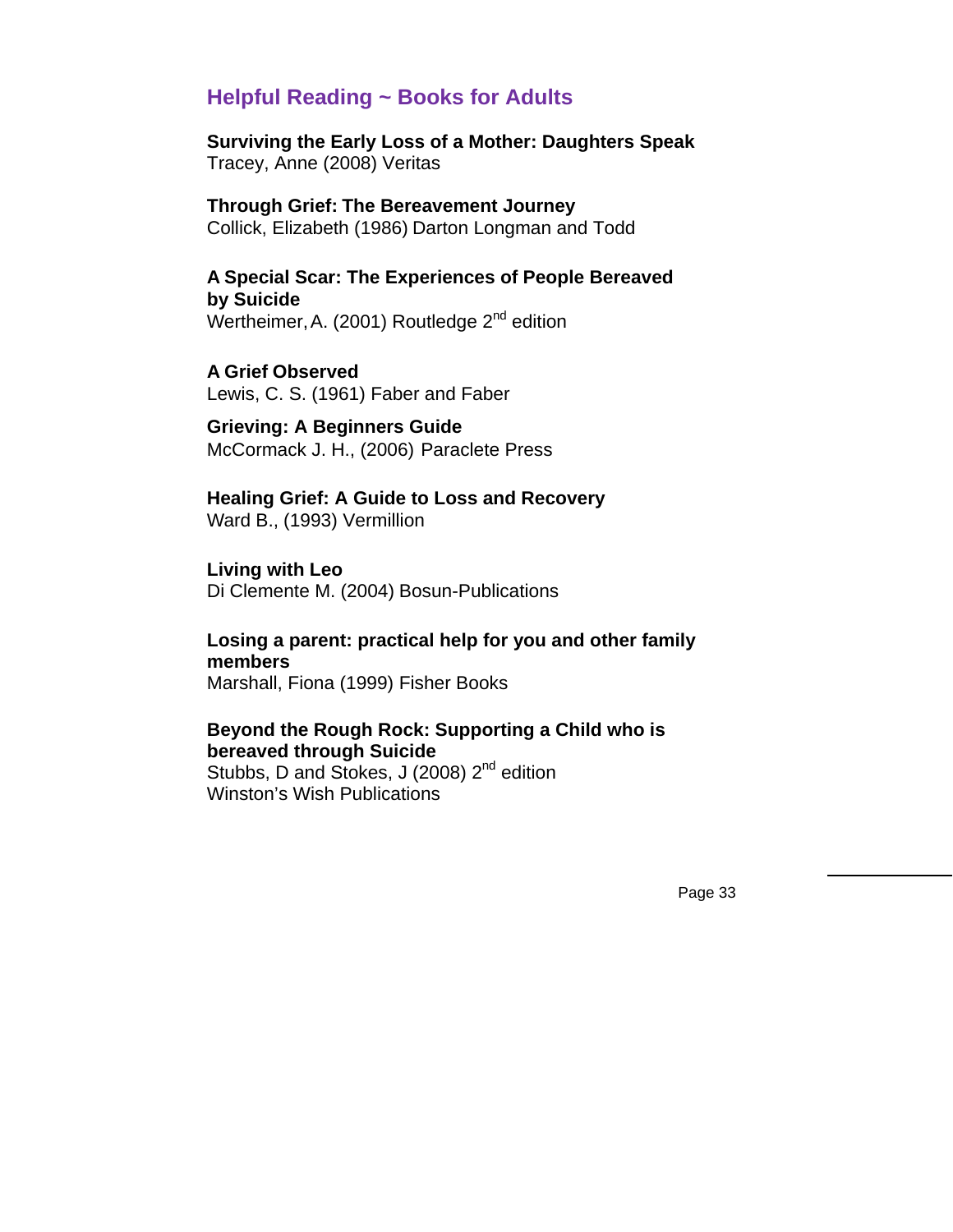## Helpful Reading ~ Books for Adults

**Surviving the Early Loss of a Mother: Daughters Speak**
Tracey, Anne (2008) Veritas

**Through Grief: The Bereavement Journey**
Collick, Elizabeth (1986) Darton Longman and Todd

**A Special Scar: The Experiences of People Bereaved by Suicide**
Wertheimer, A. (2001) Routledge 2nd edition

**A Grief Observed**
Lewis, C. S. (1961) Faber and Faber

**Grieving: A Beginners Guide**
McCormack J. H., (2006) Paraclete Press

**Healing Grief: A Guide to Loss and Recovery**
Ward B., (1993) Vermillion

**Living with Leo**
Di Clemente M. (2004) Bosun-Publications

**Losing a parent: practical help for you and other family members**
Marshall, Fiona (1999) Fisher Books

**Beyond the Rough Rock: Supporting a Child who is bereaved through Suicide**
Stubbs, D and Stokes, J (2008) 2nd edition
Winston's Wish Publications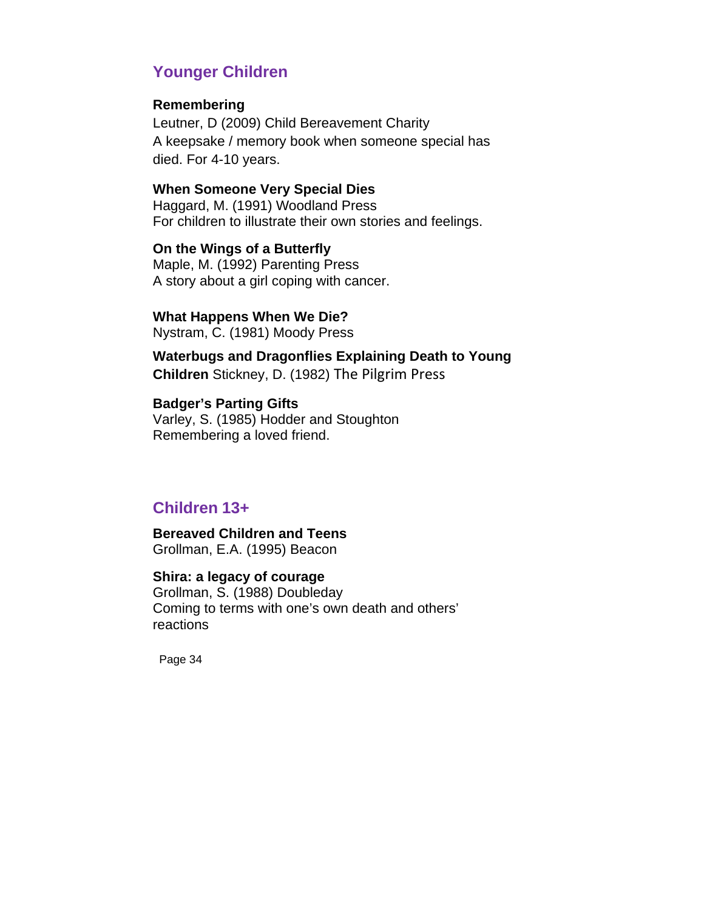## Younger Children

**Remembering**
Leutner, D (2009) Child Bereavement Charity
A keepsake / memory book when someone special has died. For 4-10 years.

**When Someone Very Special Dies**
Haggard, M. (1991) Woodland Press
For children to illustrate their own stories and feelings.

**On the Wings of a Butterfly**
Maple, M. (1992) Parenting Press
A story about a girl coping with cancer.

**What Happens When We Die?**
Nystram, C. (1981) Moody Press

**Waterbugs and Dragonflies Explaining Death to Young Children** Stickney, D. (1982) The Pilgrim Press

**Badger's Parting Gifts**
Varley, S. (1985) Hodder and Stoughton
Remembering a loved friend.

## Children 13+

**Bereaved Children and Teens**
Grollman, E.A. (1995) Beacon

**Shira: a legacy of courage**
Grollman, S. (1988) Doubleday
Coming to terms with one's own death and others' reactions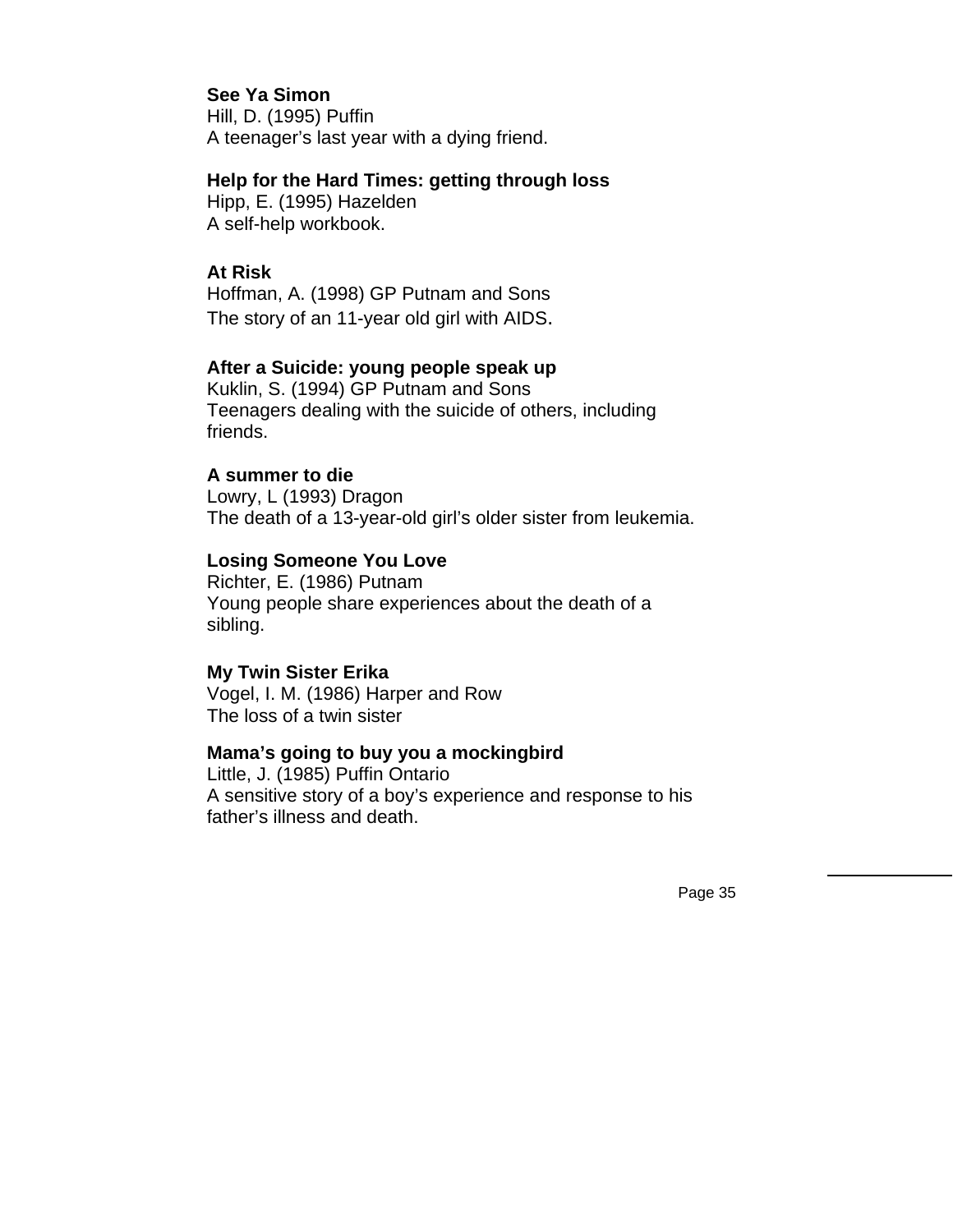**See Ya Simon**
Hill, D. (1995) Puffin
A teenager's last year with a dying friend.

**Help for the Hard Times: getting through loss**
Hipp, E. (1995) Hazelden
A self-help workbook.

**At Risk**
Hoffman, A. (1998) GP Putnam and Sons
The story of an 11-year old girl with AIDS.

**After a Suicide: young people speak up**
Kuklin, S. (1994) GP Putnam and Sons
Teenagers dealing with the suicide of others, including friends.

**A summer to die**
Lowry, L (1993) Dragon
The death of a 13-year-old girl's older sister from leukemia.

**Losing Someone You Love**
Richter, E. (1986) Putnam
Young people share experiences about the death of a sibling.

**My Twin Sister Erika**
Vogel, I. M. (1986) Harper and Row
The loss of a twin sister

**Mama's going to buy you a mockingbird**
Little, J. (1985) Puffin Ontario
A sensitive story of a boy's experience and response to his father's illness and death.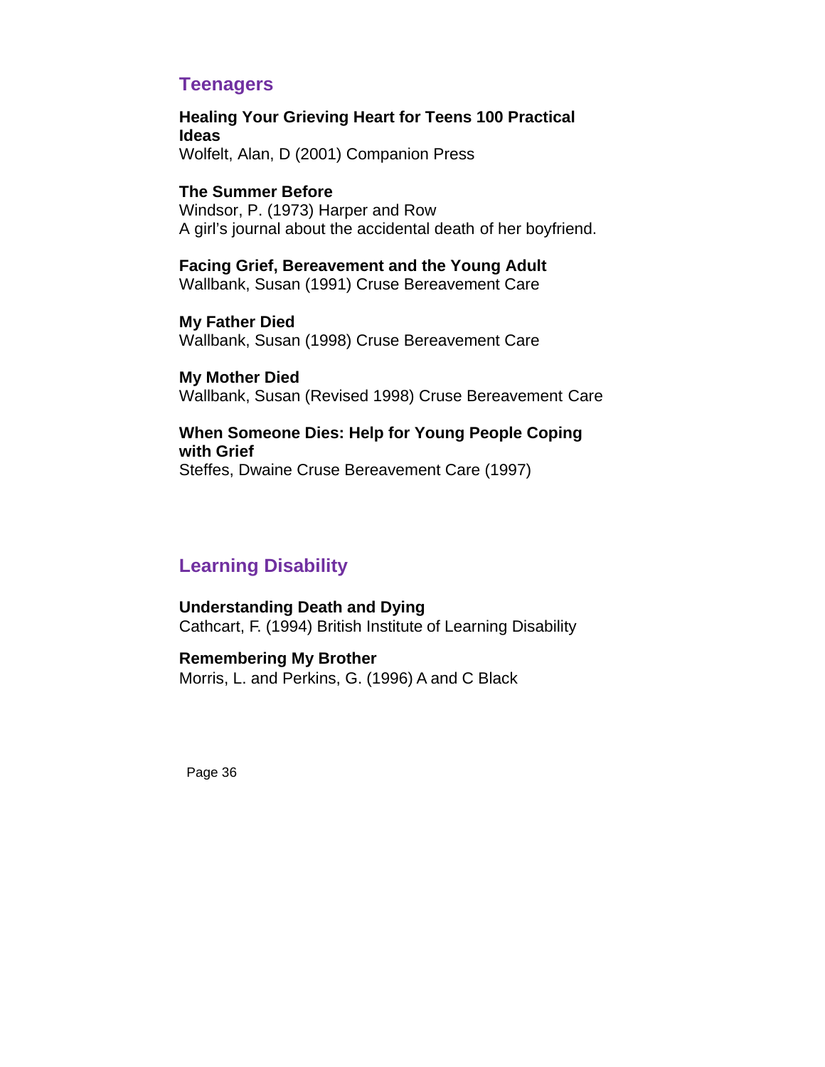## Teenagers

**Healing Your Grieving Heart for Teens 100 Practical Ideas**
Wolfelt, Alan, D (2001) Companion Press

**The Summer Before**
Windsor, P. (1973) Harper and Row
A girl's journal about the accidental death of her boyfriend.

**Facing Grief, Bereavement and the Young Adult**
Wallbank, Susan (1991) Cruse Bereavement Care

**My Father Died**
Wallbank, Susan (1998) Cruse Bereavement Care

**My Mother Died**
Wallbank, Susan (Revised 1998) Cruse Bereavement Care

**When Someone Dies: Help for Young People Coping with Grief**
Steffes, Dwaine Cruse Bereavement Care (1997)

## Learning Disability

**Understanding Death and Dying**
Cathcart, F. (1994) British Institute of Learning Disability

**Remembering My Brother**
Morris, L. and Perkins, G. (1996) A and C Black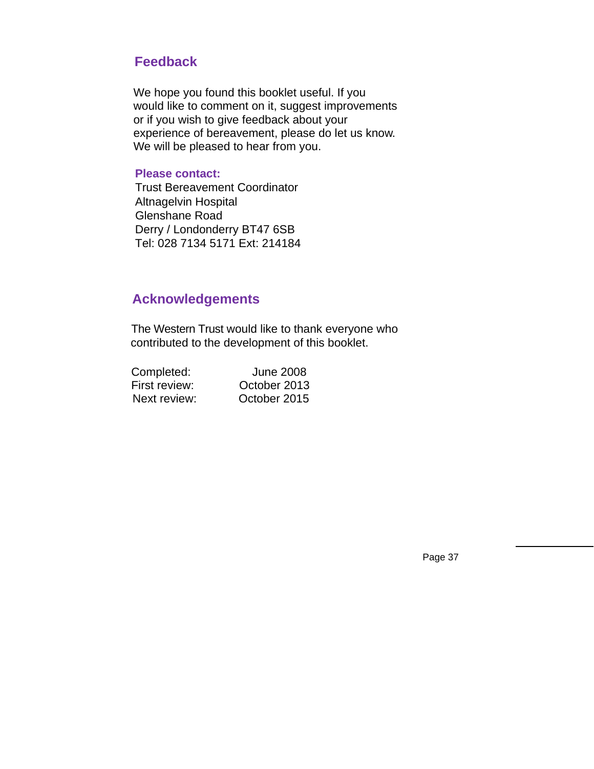## Feedback

We hope you found this booklet useful. If you would like to comment on it, suggest improvements or if you wish to give feedback about your experience of bereavement, please do let us know. We will be pleased to hear from you.

**Please contact:**

Trust Bereavement Coordinator
Altnagelvin Hospital
Glenshane Road
Derry / Londonderry BT47 6SB
Tel: 028 7134 5171 Ext: 214184

## Acknowledgements

The Western Trust would like to thank everyone who contributed to the development of this booklet.

| | |
|---|---|
| Completed: | June 2008 |
| First review: | October 2013 |
| Next review: | October 2015 |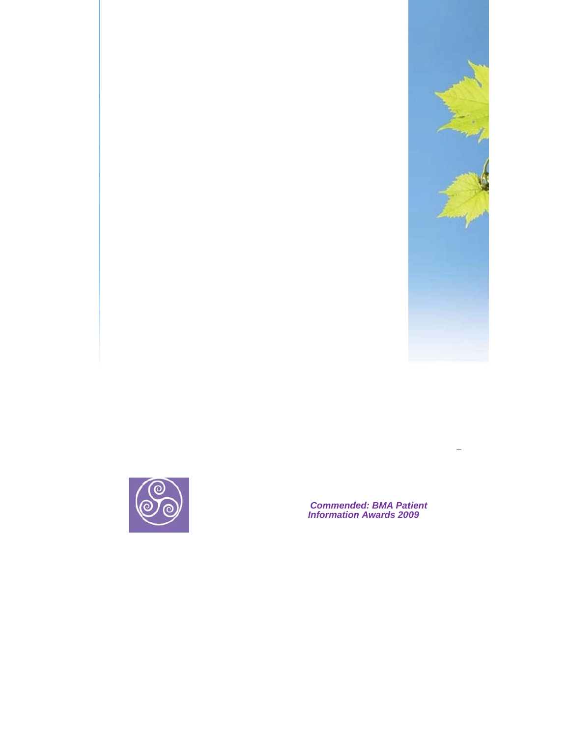*Commended: BMA Patient Information Awards 2009*